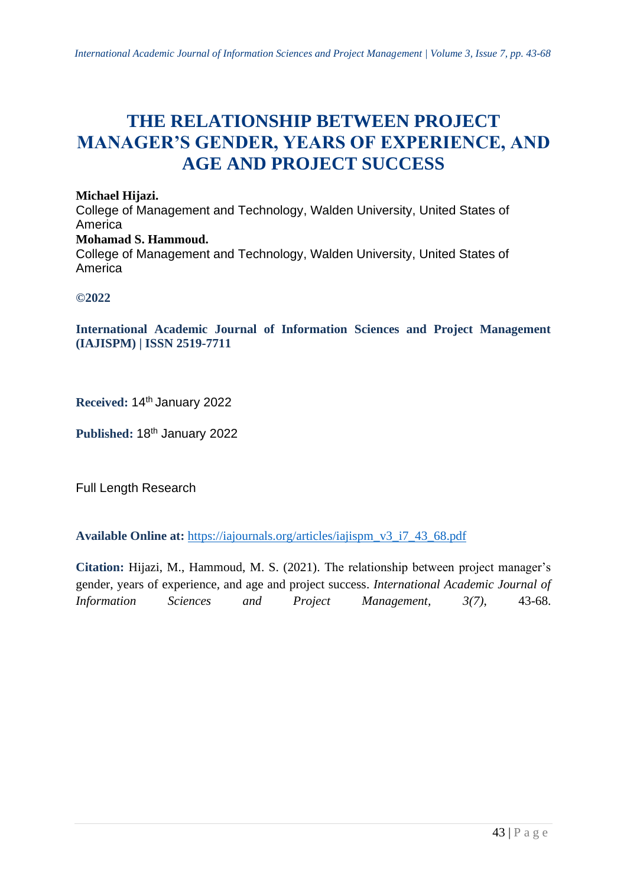# THE RELATIONSHIP BETWEEN PROJECT MANAGER'S GENDER, YEARS OF EXPERIENCE, AND AGE AND PROJECT SUCCESS

**Michael Hijazi.**
College of Management and Technology, Walden University, United States of America

**Mohamad S. Hammoud.**
College of Management and Technology, Walden University, United States of America

**©2022**

**International Academic Journal of Information Sciences and Project Management (IAJISPM) | ISSN 2519-7711**

**Received:** 14th January 2022

**Published:** 18th January 2022

Full Length Research

**Available Online at:** https://iajournals.org/articles/iajispm_v3_i7_43_68.pdf

**Citation:** Hijazi, M., Hammoud, M. S. (2021). The relationship between project manager's gender, years of experience, and age and project success. *International Academic Journal of Information Sciences and Project Management, 3(7)*, 43-68.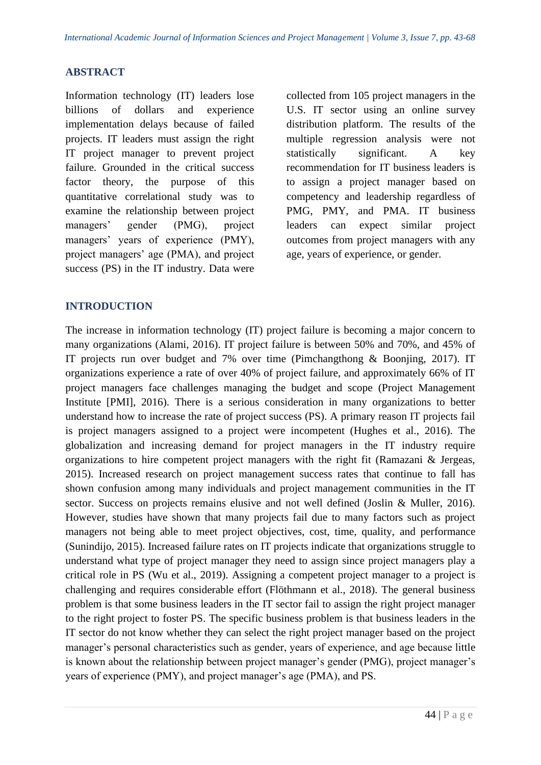## ABSTRACT

Information technology (IT) leaders lose billions of dollars and experience implementation delays because of failed projects. IT leaders must assign the right IT project manager to prevent project failure. Grounded in the critical success factor theory, the purpose of this quantitative correlational study was to examine the relationship between project managers' gender (PMG), project managers' years of experience (PMY), project managers' age (PMA), and project success (PS) in the IT industry. Data were collected from 105 project managers in the U.S. IT sector using an online survey distribution platform. The results of the multiple regression analysis were not statistically significant. A key recommendation for IT business leaders is to assign a project manager based on competency and leadership regardless of PMG, PMY, and PMA. IT business leaders can expect similar project outcomes from project managers with any age, years of experience, or gender.

## INTRODUCTION

The increase in information technology (IT) project failure is becoming a major concern to many organizations (Alami, 2016). IT project failure is between 50% and 70%, and 45% of IT projects run over budget and 7% over time (Pimchangthong & Boonjing, 2017). IT organizations experience a rate of over 40% of project failure, and approximately 66% of IT project managers face challenges managing the budget and scope (Project Management Institute [PMI], 2016). There is a serious consideration in many organizations to better understand how to increase the rate of project success (PS). A primary reason IT projects fail is project managers assigned to a project were incompetent (Hughes et al., 2016). The globalization and increasing demand for project managers in the IT industry require organizations to hire competent project managers with the right fit (Ramazani & Jergeas, 2015). Increased research on project management success rates that continue to fall has shown confusion among many individuals and project management communities in the IT sector. Success on projects remains elusive and not well defined (Joslin & Muller, 2016). However, studies have shown that many projects fail due to many factors such as project managers not being able to meet project objectives, cost, time, quality, and performance (Sunindijo, 2015). Increased failure rates on IT projects indicate that organizations struggle to understand what type of project manager they need to assign since project managers play a critical role in PS (Wu et al., 2019). Assigning a competent project manager to a project is challenging and requires considerable effort (Flöthmann et al., 2018). The general business problem is that some business leaders in the IT sector fail to assign the right project manager to the right project to foster PS. The specific business problem is that business leaders in the IT sector do not know whether they can select the right project manager based on the project manager's personal characteristics such as gender, years of experience, and age because little is known about the relationship between project manager's gender (PMG), project manager's years of experience (PMY), and project manager's age (PMA), and PS.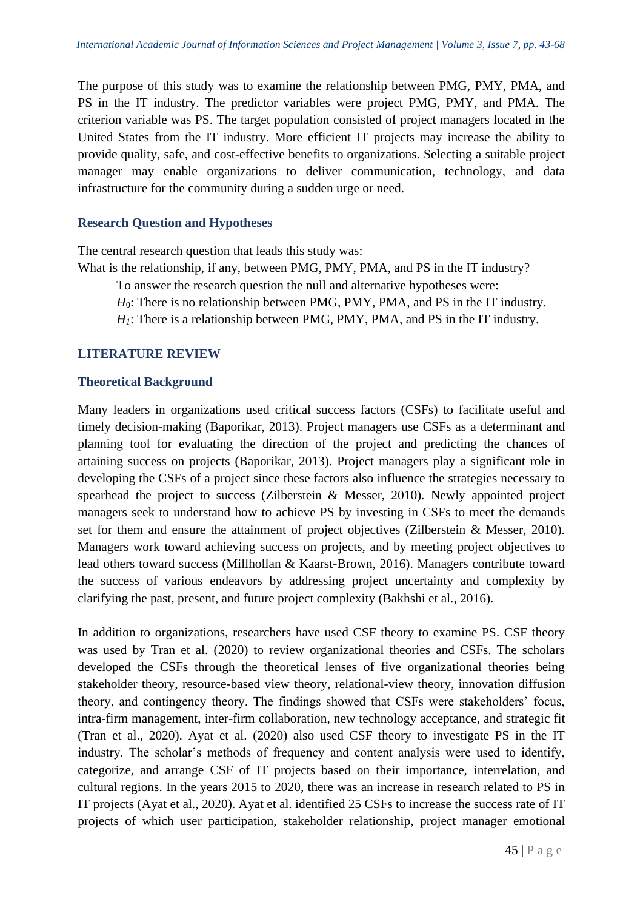The purpose of this study was to examine the relationship between PMG, PMY, PMA, and PS in the IT industry. The predictor variables were project PMG, PMY, and PMA. The criterion variable was PS. The target population consisted of project managers located in the United States from the IT industry. More efficient IT projects may increase the ability to provide quality, safe, and cost-effective benefits to organizations. Selecting a suitable project manager may enable organizations to deliver communication, technology, and data infrastructure for the community during a sudden urge or need.

## Research Question and Hypotheses

The central research question that leads this study was:

What is the relationship, if any, between PMG, PMY, PMA, and PS in the IT industry?

To answer the research question the null and alternative hypotheses were:

$H_0$: There is no relationship between PMG, PMY, PMA, and PS in the IT industry.

$H_1$: There is a relationship between PMG, PMY, PMA, and PS in the IT industry.

## LITERATURE REVIEW

### Theoretical Background

Many leaders in organizations used critical success factors (CSFs) to facilitate useful and timely decision-making (Baporikar, 2013). Project managers use CSFs as a determinant and planning tool for evaluating the direction of the project and predicting the chances of attaining success on projects (Baporikar, 2013). Project managers play a significant role in developing the CSFs of a project since these factors also influence the strategies necessary to spearhead the project to success (Zilberstein & Messer, 2010). Newly appointed project managers seek to understand how to achieve PS by investing in CSFs to meet the demands set for them and ensure the attainment of project objectives (Zilberstein & Messer, 2010). Managers work toward achieving success on projects, and by meeting project objectives to lead others toward success (Millhollan & Kaarst-Brown, 2016). Managers contribute toward the success of various endeavors by addressing project uncertainty and complexity by clarifying the past, present, and future project complexity (Bakhshi et al., 2016).

In addition to organizations, researchers have used CSF theory to examine PS. CSF theory was used by Tran et al. (2020) to review organizational theories and CSFs. The scholars developed the CSFs through the theoretical lenses of five organizational theories being stakeholder theory, resource-based view theory, relational-view theory, innovation diffusion theory, and contingency theory. The findings showed that CSFs were stakeholders' focus, intra-firm management, inter-firm collaboration, new technology acceptance, and strategic fit (Tran et al., 2020). Ayat et al. (2020) also used CSF theory to investigate PS in the IT industry. The scholar's methods of frequency and content analysis were used to identify, categorize, and arrange CSF of IT projects based on their importance, interrelation, and cultural regions. In the years 2015 to 2020, there was an increase in research related to PS in IT projects (Ayat et al., 2020). Ayat et al. identified 25 CSFs to increase the success rate of IT projects of which user participation, stakeholder relationship, project manager emotional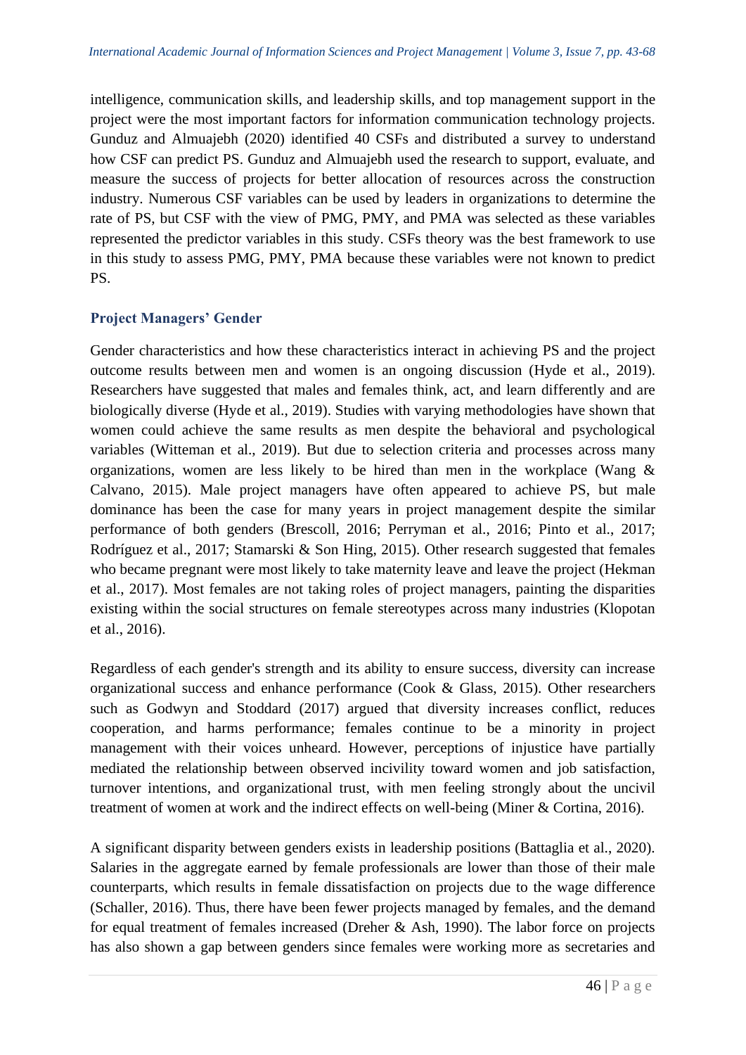intelligence, communication skills, and leadership skills, and top management support in the project were the most important factors for information communication technology projects. Gunduz and Almuajebh (2020) identified 40 CSFs and distributed a survey to understand how CSF can predict PS. Gunduz and Almuajebh used the research to support, evaluate, and measure the success of projects for better allocation of resources across the construction industry. Numerous CSF variables can be used by leaders in organizations to determine the rate of PS, but CSF with the view of PMG, PMY, and PMA was selected as these variables represented the predictor variables in this study. CSFs theory was the best framework to use in this study to assess PMG, PMY, PMA because these variables were not known to predict PS.

## Project Managers' Gender

Gender characteristics and how these characteristics interact in achieving PS and the project outcome results between men and women is an ongoing discussion (Hyde et al., 2019). Researchers have suggested that males and females think, act, and learn differently and are biologically diverse (Hyde et al., 2019). Studies with varying methodologies have shown that women could achieve the same results as men despite the behavioral and psychological variables (Witteman et al., 2019). But due to selection criteria and processes across many organizations, women are less likely to be hired than men in the workplace (Wang & Calvano, 2015). Male project managers have often appeared to achieve PS, but male dominance has been the case for many years in project management despite the similar performance of both genders (Brescoll, 2016; Perryman et al., 2016; Pinto et al., 2017; Rodríguez et al., 2017; Stamarski & Son Hing, 2015). Other research suggested that females who became pregnant were most likely to take maternity leave and leave the project (Hekman et al., 2017). Most females are not taking roles of project managers, painting the disparities existing within the social structures on female stereotypes across many industries (Klopotan et al., 2016).

Regardless of each gender's strength and its ability to ensure success, diversity can increase organizational success and enhance performance (Cook & Glass, 2015). Other researchers such as Godwyn and Stoddard (2017) argued that diversity increases conflict, reduces cooperation, and harms performance; females continue to be a minority in project management with their voices unheard. However, perceptions of injustice have partially mediated the relationship between observed incivility toward women and job satisfaction, turnover intentions, and organizational trust, with men feeling strongly about the uncivil treatment of women at work and the indirect effects on well-being (Miner & Cortina, 2016).

A significant disparity between genders exists in leadership positions (Battaglia et al., 2020). Salaries in the aggregate earned by female professionals are lower than those of their male counterparts, which results in female dissatisfaction on projects due to the wage difference (Schaller, 2016). Thus, there have been fewer projects managed by females, and the demand for equal treatment of females increased (Dreher & Ash, 1990). The labor force on projects has also shown a gap between genders since females were working more as secretaries and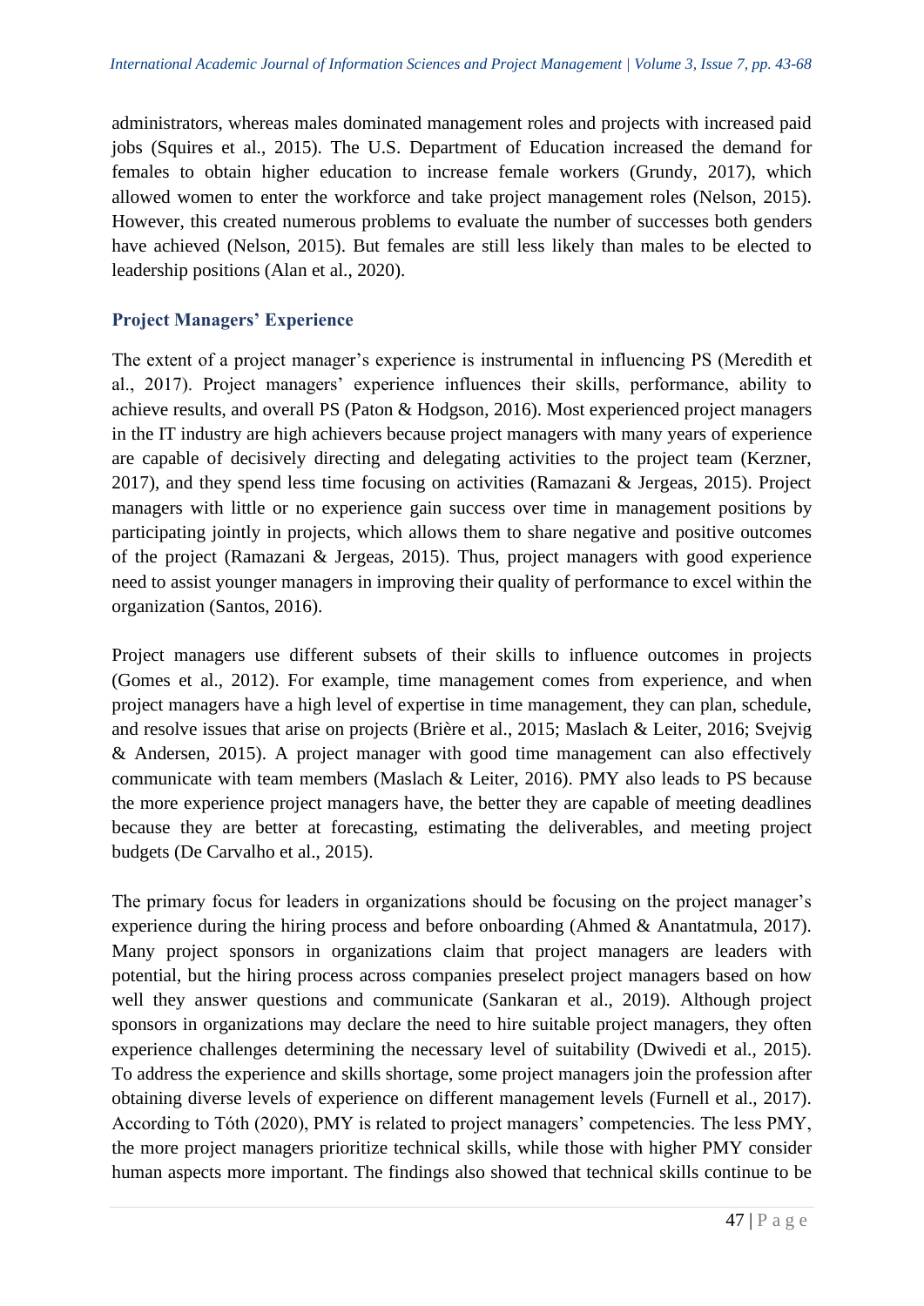administrators, whereas males dominated management roles and projects with increased paid jobs (Squires et al., 2015). The U.S. Department of Education increased the demand for females to obtain higher education to increase female workers (Grundy, 2017), which allowed women to enter the workforce and take project management roles (Nelson, 2015). However, this created numerous problems to evaluate the number of successes both genders have achieved (Nelson, 2015). But females are still less likely than males to be elected to leadership positions (Alan et al., 2020).

### Project Managers' Experience

The extent of a project manager's experience is instrumental in influencing PS (Meredith et al., 2017). Project managers' experience influences their skills, performance, ability to achieve results, and overall PS (Paton & Hodgson, 2016). Most experienced project managers in the IT industry are high achievers because project managers with many years of experience are capable of decisively directing and delegating activities to the project team (Kerzner, 2017), and they spend less time focusing on activities (Ramazani & Jergeas, 2015). Project managers with little or no experience gain success over time in management positions by participating jointly in projects, which allows them to share negative and positive outcomes of the project (Ramazani & Jergeas, 2015). Thus, project managers with good experience need to assist younger managers in improving their quality of performance to excel within the organization (Santos, 2016).

Project managers use different subsets of their skills to influence outcomes in projects (Gomes et al., 2012). For example, time management comes from experience, and when project managers have a high level of expertise in time management, they can plan, schedule, and resolve issues that arise on projects (Brière et al., 2015; Maslach & Leiter, 2016; Svejvig & Andersen, 2015). A project manager with good time management can also effectively communicate with team members (Maslach & Leiter, 2016). PMY also leads to PS because the more experience project managers have, the better they are capable of meeting deadlines because they are better at forecasting, estimating the deliverables, and meeting project budgets (De Carvalho et al., 2015).

The primary focus for leaders in organizations should be focusing on the project manager's experience during the hiring process and before onboarding (Ahmed & Anantatmula, 2017). Many project sponsors in organizations claim that project managers are leaders with potential, but the hiring process across companies preselect project managers based on how well they answer questions and communicate (Sankaran et al., 2019). Although project sponsors in organizations may declare the need to hire suitable project managers, they often experience challenges determining the necessary level of suitability (Dwivedi et al., 2015). To address the experience and skills shortage, some project managers join the profession after obtaining diverse levels of experience on different management levels (Furnell et al., 2017). According to Tóth (2020), PMY is related to project managers' competencies. The less PMY, the more project managers prioritize technical skills, while those with higher PMY consider human aspects more important. The findings also showed that technical skills continue to be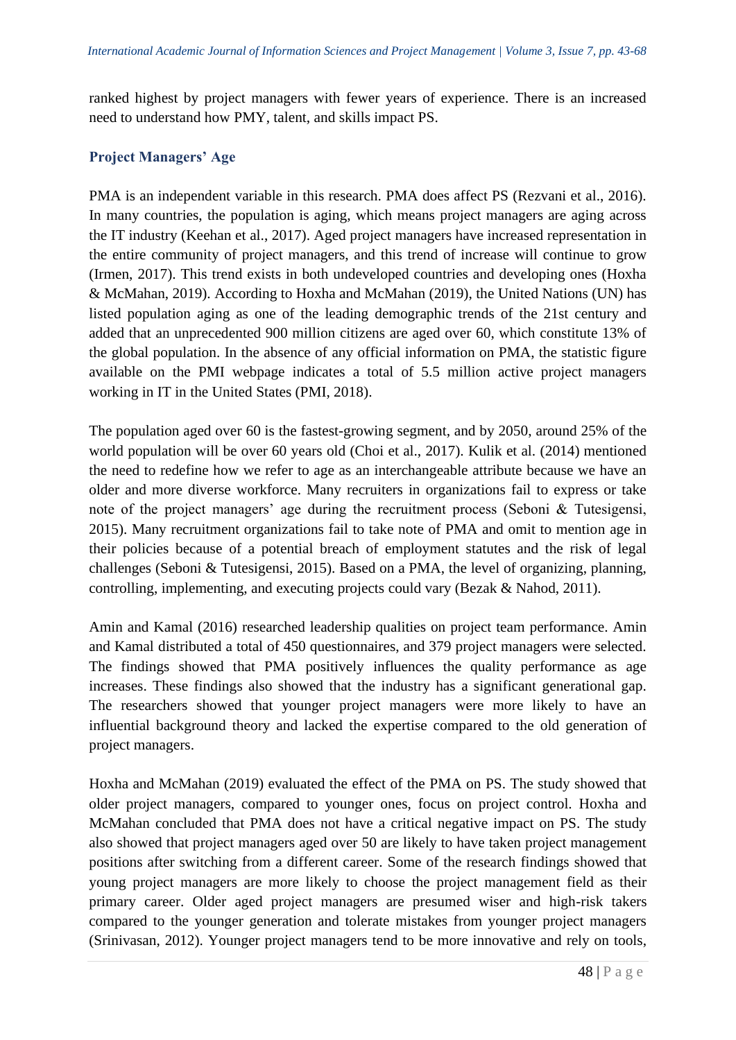ranked highest by project managers with fewer years of experience. There is an increased need to understand how PMY, talent, and skills impact PS.

### Project Managers' Age

PMA is an independent variable in this research. PMA does affect PS (Rezvani et al., 2016). In many countries, the population is aging, which means project managers are aging across the IT industry (Keehan et al., 2017). Aged project managers have increased representation in the entire community of project managers, and this trend of increase will continue to grow (Irmen, 2017). This trend exists in both undeveloped countries and developing ones (Hoxha & McMahan, 2019). According to Hoxha and McMahan (2019), the United Nations (UN) has listed population aging as one of the leading demographic trends of the 21st century and added that an unprecedented 900 million citizens are aged over 60, which constitute 13% of the global population. In the absence of any official information on PMA, the statistic figure available on the PMI webpage indicates a total of 5.5 million active project managers working in IT in the United States (PMI, 2018).

The population aged over 60 is the fastest-growing segment, and by 2050, around 25% of the world population will be over 60 years old (Choi et al., 2017). Kulik et al. (2014) mentioned the need to redefine how we refer to age as an interchangeable attribute because we have an older and more diverse workforce. Many recruiters in organizations fail to express or take note of the project managers' age during the recruitment process (Seboni & Tutesigensi, 2015). Many recruitment organizations fail to take note of PMA and omit to mention age in their policies because of a potential breach of employment statutes and the risk of legal challenges (Seboni & Tutesigensi, 2015). Based on a PMA, the level of organizing, planning, controlling, implementing, and executing projects could vary (Bezak & Nahod, 2011).

Amin and Kamal (2016) researched leadership qualities on project team performance. Amin and Kamal distributed a total of 450 questionnaires, and 379 project managers were selected. The findings showed that PMA positively influences the quality performance as age increases. These findings also showed that the industry has a significant generational gap. The researchers showed that younger project managers were more likely to have an influential background theory and lacked the expertise compared to the old generation of project managers.

Hoxha and McMahan (2019) evaluated the effect of the PMA on PS. The study showed that older project managers, compared to younger ones, focus on project control. Hoxha and McMahan concluded that PMA does not have a critical negative impact on PS. The study also showed that project managers aged over 50 are likely to have taken project management positions after switching from a different career. Some of the research findings showed that young project managers are more likely to choose the project management field as their primary career. Older aged project managers are presumed wiser and high-risk takers compared to the younger generation and tolerate mistakes from younger project managers (Srinivasan, 2012). Younger project managers tend to be more innovative and rely on tools,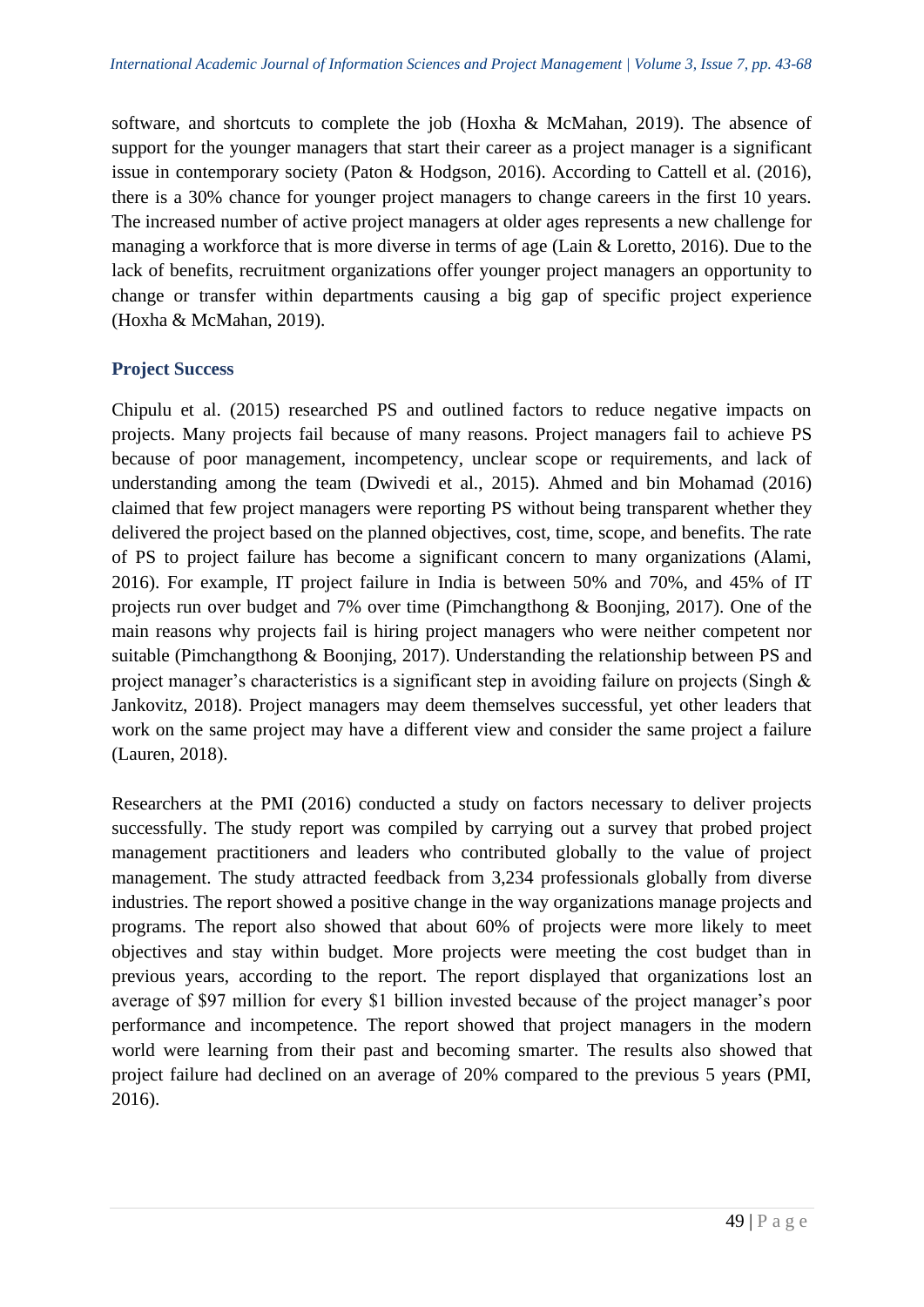software, and shortcuts to complete the job (Hoxha & McMahan, 2019). The absence of support for the younger managers that start their career as a project manager is a significant issue in contemporary society (Paton & Hodgson, 2016). According to Cattell et al. (2016), there is a 30% chance for younger project managers to change careers in the first 10 years. The increased number of active project managers at older ages represents a new challenge for managing a workforce that is more diverse in terms of age (Lain & Loretto, 2016). Due to the lack of benefits, recruitment organizations offer younger project managers an opportunity to change or transfer within departments causing a big gap of specific project experience (Hoxha & McMahan, 2019).

## Project Success

Chipulu et al. (2015) researched PS and outlined factors to reduce negative impacts on projects. Many projects fail because of many reasons. Project managers fail to achieve PS because of poor management, incompetency, unclear scope or requirements, and lack of understanding among the team (Dwivedi et al., 2015). Ahmed and bin Mohamad (2016) claimed that few project managers were reporting PS without being transparent whether they delivered the project based on the planned objectives, cost, time, scope, and benefits. The rate of PS to project failure has become a significant concern to many organizations (Alami, 2016). For example, IT project failure in India is between 50% and 70%, and 45% of IT projects run over budget and 7% over time (Pimchangthong & Boonjing, 2017). One of the main reasons why projects fail is hiring project managers who were neither competent nor suitable (Pimchangthong & Boonjing, 2017). Understanding the relationship between PS and project manager's characteristics is a significant step in avoiding failure on projects (Singh & Jankovitz, 2018). Project managers may deem themselves successful, yet other leaders that work on the same project may have a different view and consider the same project a failure (Lauren, 2018).

Researchers at the PMI (2016) conducted a study on factors necessary to deliver projects successfully. The study report was compiled by carrying out a survey that probed project management practitioners and leaders who contributed globally to the value of project management. The study attracted feedback from 3,234 professionals globally from diverse industries. The report showed a positive change in the way organizations manage projects and programs. The report also showed that about 60% of projects were more likely to meet objectives and stay within budget. More projects were meeting the cost budget than in previous years, according to the report. The report displayed that organizations lost an average of $97 million for every $1 billion invested because of the project manager's poor performance and incompetence. The report showed that project managers in the modern world were learning from their past and becoming smarter. The results also showed that project failure had declined on an average of 20% compared to the previous 5 years (PMI, 2016).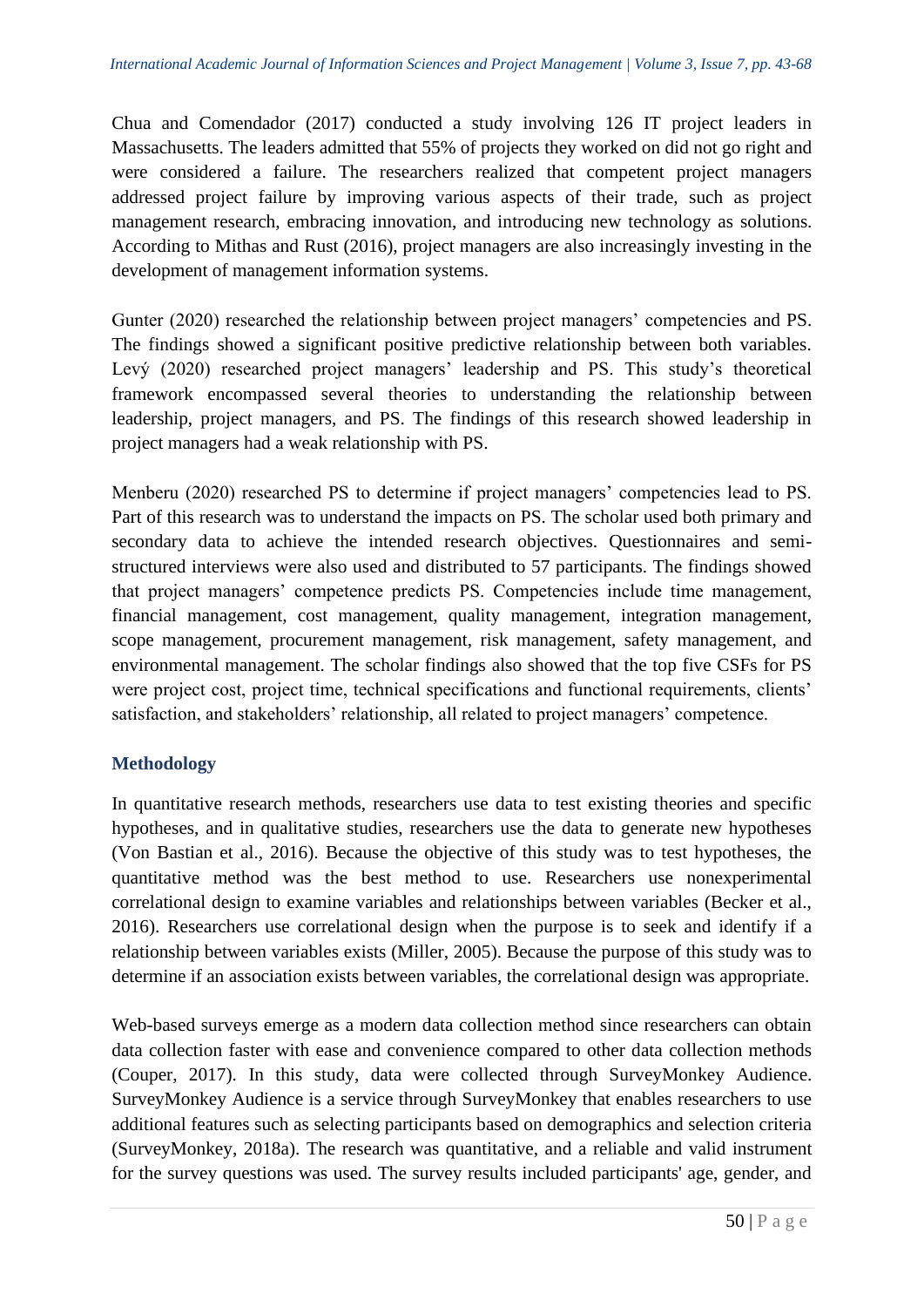Chua and Comendador (2017) conducted a study involving 126 IT project leaders in Massachusetts. The leaders admitted that 55% of projects they worked on did not go right and were considered a failure. The researchers realized that competent project managers addressed project failure by improving various aspects of their trade, such as project management research, embracing innovation, and introducing new technology as solutions. According to Mithas and Rust (2016), project managers are also increasingly investing in the development of management information systems.

Gunter (2020) researched the relationship between project managers' competencies and PS. The findings showed a significant positive predictive relationship between both variables. Levý (2020) researched project managers' leadership and PS. This study's theoretical framework encompassed several theories to understanding the relationship between leadership, project managers, and PS. The findings of this research showed leadership in project managers had a weak relationship with PS.

Menberu (2020) researched PS to determine if project managers' competencies lead to PS. Part of this research was to understand the impacts on PS. The scholar used both primary and secondary data to achieve the intended research objectives. Questionnaires and semi-structured interviews were also used and distributed to 57 participants. The findings showed that project managers' competence predicts PS. Competencies include time management, financial management, cost management, quality management, integration management, scope management, procurement management, risk management, safety management, and environmental management. The scholar findings also showed that the top five CSFs for PS were project cost, project time, technical specifications and functional requirements, clients' satisfaction, and stakeholders' relationship, all related to project managers' competence.

## Methodology

In quantitative research methods, researchers use data to test existing theories and specific hypotheses, and in qualitative studies, researchers use the data to generate new hypotheses (Von Bastian et al., 2016). Because the objective of this study was to test hypotheses, the quantitative method was the best method to use. Researchers use nonexperimental correlational design to examine variables and relationships between variables (Becker et al., 2016). Researchers use correlational design when the purpose is to seek and identify if a relationship between variables exists (Miller, 2005). Because the purpose of this study was to determine if an association exists between variables, the correlational design was appropriate.

Web-based surveys emerge as a modern data collection method since researchers can obtain data collection faster with ease and convenience compared to other data collection methods (Couper, 2017). In this study, data were collected through SurveyMonkey Audience. SurveyMonkey Audience is a service through SurveyMonkey that enables researchers to use additional features such as selecting participants based on demographics and selection criteria (SurveyMonkey, 2018a). The research was quantitative, and a reliable and valid instrument for the survey questions was used. The survey results included participants' age, gender, and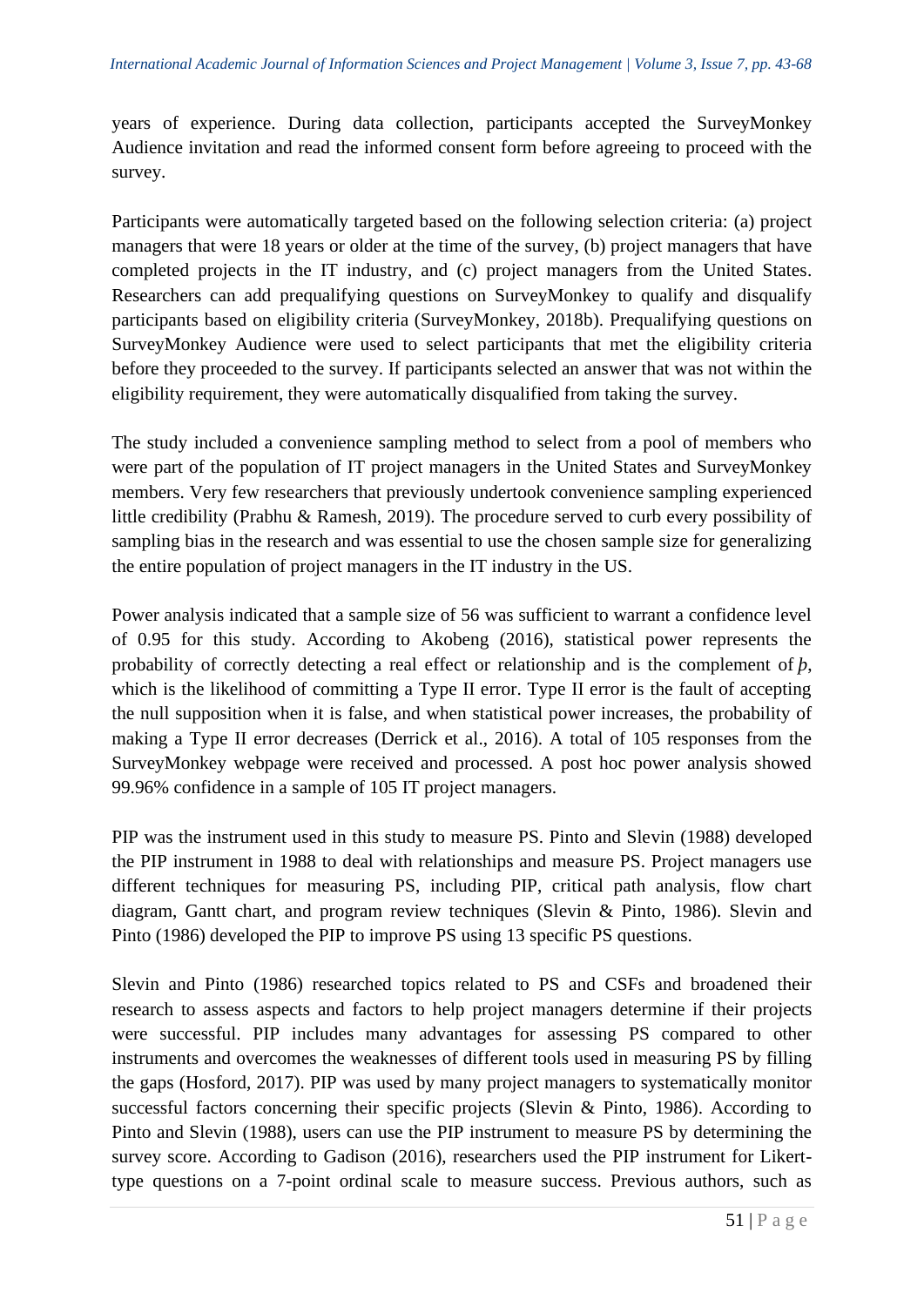years of experience. During data collection, participants accepted the SurveyMonkey Audience invitation and read the informed consent form before agreeing to proceed with the survey.

Participants were automatically targeted based on the following selection criteria: (a) project managers that were 18 years or older at the time of the survey, (b) project managers that have completed projects in the IT industry, and (c) project managers from the United States. Researchers can add prequalifying questions on SurveyMonkey to qualify and disqualify participants based on eligibility criteria (SurveyMonkey, 2018b). Prequalifying questions on SurveyMonkey Audience were used to select participants that met the eligibility criteria before they proceeded to the survey. If participants selected an answer that was not within the eligibility requirement, they were automatically disqualified from taking the survey.

The study included a convenience sampling method to select from a pool of members who were part of the population of IT project managers in the United States and SurveyMonkey members. Very few researchers that previously undertook convenience sampling experienced little credibility (Prabhu & Ramesh, 2019). The procedure served to curb every possibility of sampling bias in the research and was essential to use the chosen sample size for generalizing the entire population of project managers in the IT industry in the US.

Power analysis indicated that a sample size of 56 was sufficient to warrant a confidence level of 0.95 for this study. According to Akobeng (2016), statistical power represents the probability of correctly detecting a real effect or relationship and is the complement of $\beta$, which is the likelihood of committing a Type II error. Type II error is the fault of accepting the null supposition when it is false, and when statistical power increases, the probability of making a Type II error decreases (Derrick et al., 2016). A total of 105 responses from the SurveyMonkey webpage were received and processed. A post hoc power analysis showed 99.96% confidence in a sample of 105 IT project managers.

PIP was the instrument used in this study to measure PS. Pinto and Slevin (1988) developed the PIP instrument in 1988 to deal with relationships and measure PS. Project managers use different techniques for measuring PS, including PIP, critical path analysis, flow chart diagram, Gantt chart, and program review techniques (Slevin & Pinto, 1986). Slevin and Pinto (1986) developed the PIP to improve PS using 13 specific PS questions.

Slevin and Pinto (1986) researched topics related to PS and CSFs and broadened their research to assess aspects and factors to help project managers determine if their projects were successful. PIP includes many advantages for assessing PS compared to other instruments and overcomes the weaknesses of different tools used in measuring PS by filling the gaps (Hosford, 2017). PIP was used by many project managers to systematically monitor successful factors concerning their specific projects (Slevin & Pinto, 1986). According to Pinto and Slevin (1988), users can use the PIP instrument to measure PS by determining the survey score. According to Gadison (2016), researchers used the PIP instrument for Likert-type questions on a 7-point ordinal scale to measure success. Previous authors, such as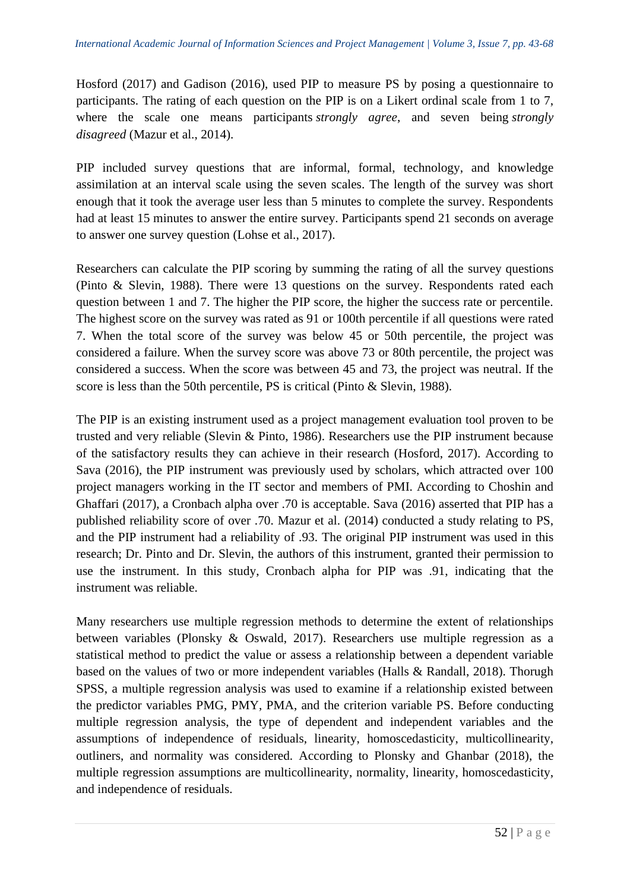Hosford (2017) and Gadison (2016), used PIP to measure PS by posing a questionnaire to participants. The rating of each question on the PIP is on a Likert ordinal scale from 1 to 7, where the scale one means participants *strongly agree*, and seven being *strongly disagreed* (Mazur et al., 2014).

PIP included survey questions that are informal, formal, technology, and knowledge assimilation at an interval scale using the seven scales. The length of the survey was short enough that it took the average user less than 5 minutes to complete the survey. Respondents had at least 15 minutes to answer the entire survey. Participants spend 21 seconds on average to answer one survey question (Lohse et al., 2017).

Researchers can calculate the PIP scoring by summing the rating of all the survey questions (Pinto & Slevin, 1988). There were 13 questions on the survey. Respondents rated each question between 1 and 7. The higher the PIP score, the higher the success rate or percentile. The highest score on the survey was rated as 91 or 100th percentile if all questions were rated 7. When the total score of the survey was below 45 or 50th percentile, the project was considered a failure. When the survey score was above 73 or 80th percentile, the project was considered a success. When the score was between 45 and 73, the project was neutral. If the score is less than the 50th percentile, PS is critical (Pinto & Slevin, 1988).

The PIP is an existing instrument used as a project management evaluation tool proven to be trusted and very reliable (Slevin & Pinto, 1986). Researchers use the PIP instrument because of the satisfactory results they can achieve in their research (Hosford, 2017). According to Sava (2016), the PIP instrument was previously used by scholars, which attracted over 100 project managers working in the IT sector and members of PMI. According to Choshin and Ghaffari (2017), a Cronbach alpha over .70 is acceptable. Sava (2016) asserted that PIP has a published reliability score of over .70. Mazur et al. (2014) conducted a study relating to PS, and the PIP instrument had a reliability of .93. The original PIP instrument was used in this research; Dr. Pinto and Dr. Slevin, the authors of this instrument, granted their permission to use the instrument. In this study, Cronbach alpha for PIP was .91, indicating that the instrument was reliable.

Many researchers use multiple regression methods to determine the extent of relationships between variables (Plonsky & Oswald, 2017). Researchers use multiple regression as a statistical method to predict the value or assess a relationship between a dependent variable based on the values of two or more independent variables (Halls & Randall, 2018). Thorugh SPSS, a multiple regression analysis was used to examine if a relationship existed between the predictor variables PMG, PMY, PMA, and the criterion variable PS. Before conducting multiple regression analysis, the type of dependent and independent variables and the assumptions of independence of residuals, linearity, homoscedasticity, multicollinearity, outliners, and normality was considered. According to Plonsky and Ghanbar (2018), the multiple regression assumptions are multicollinearity, normality, linearity, homoscedasticity, and independence of residuals.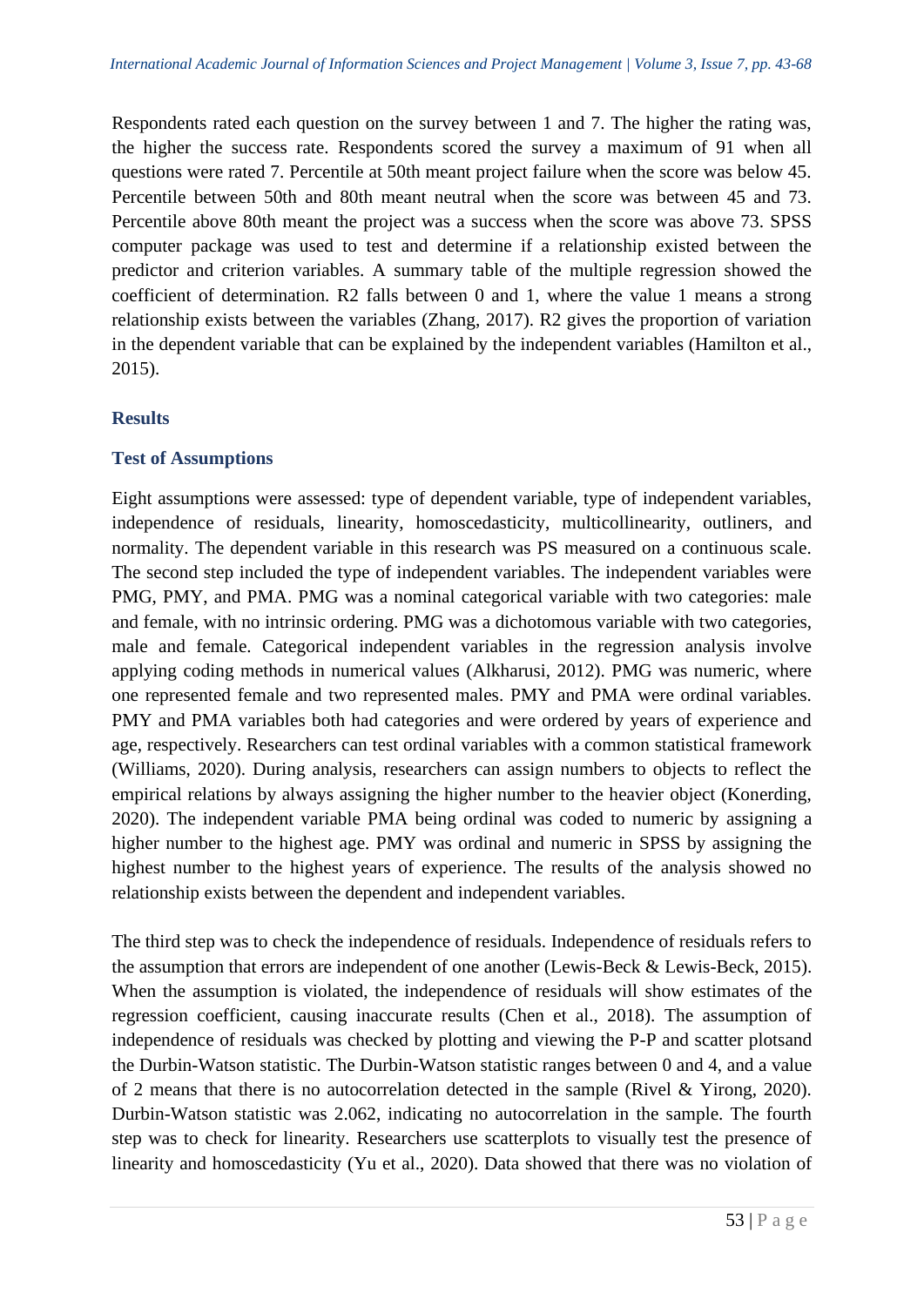Respondents rated each question on the survey between 1 and 7. The higher the rating was, the higher the success rate. Respondents scored the survey a maximum of 91 when all questions were rated 7. Percentile at 50th meant project failure when the score was below 45. Percentile between 50th and 80th meant neutral when the score was between 45 and 73. Percentile above 80th meant the project was a success when the score was above 73. SPSS computer package was used to test and determine if a relationship existed between the predictor and criterion variables. A summary table of the multiple regression showed the coefficient of determination. R2 falls between 0 and 1, where the value 1 means a strong relationship exists between the variables (Zhang, 2017). R2 gives the proportion of variation in the dependent variable that can be explained by the independent variables (Hamilton et al., 2015).

## Results

### Test of Assumptions

Eight assumptions were assessed: type of dependent variable, type of independent variables, independence of residuals, linearity, homoscedasticity, multicollinearity, outliners, and normality. The dependent variable in this research was PS measured on a continuous scale. The second step included the type of independent variables. The independent variables were PMG, PMY, and PMA. PMG was a nominal categorical variable with two categories: male and female, with no intrinsic ordering. PMG was a dichotomous variable with two categories, male and female. Categorical independent variables in the regression analysis involve applying coding methods in numerical values (Alkharusi, 2012). PMG was numeric, where one represented female and two represented males. PMY and PMA were ordinal variables. PMY and PMA variables both had categories and were ordered by years of experience and age, respectively. Researchers can test ordinal variables with a common statistical framework (Williams, 2020). During analysis, researchers can assign numbers to objects to reflect the empirical relations by always assigning the higher number to the heavier object (Konerding, 2020). The independent variable PMA being ordinal was coded to numeric by assigning a higher number to the highest age. PMY was ordinal and numeric in SPSS by assigning the highest number to the highest years of experience. The results of the analysis showed no relationship exists between the dependent and independent variables.

The third step was to check the independence of residuals. Independence of residuals refers to the assumption that errors are independent of one another (Lewis-Beck & Lewis-Beck, 2015). When the assumption is violated, the independence of residuals will show estimates of the regression coefficient, causing inaccurate results (Chen et al., 2018). The assumption of independence of residuals was checked by plotting and viewing the P-P and scatter plotsand the Durbin-Watson statistic. The Durbin-Watson statistic ranges between 0 and 4, and a value of 2 means that there is no autocorrelation detected in the sample (Rivel & Yirong, 2020). Durbin-Watson statistic was 2.062, indicating no autocorrelation in the sample. The fourth step was to check for linearity. Researchers use scatterplots to visually test the presence of linearity and homoscedasticity (Yu et al., 2020). Data showed that there was no violation of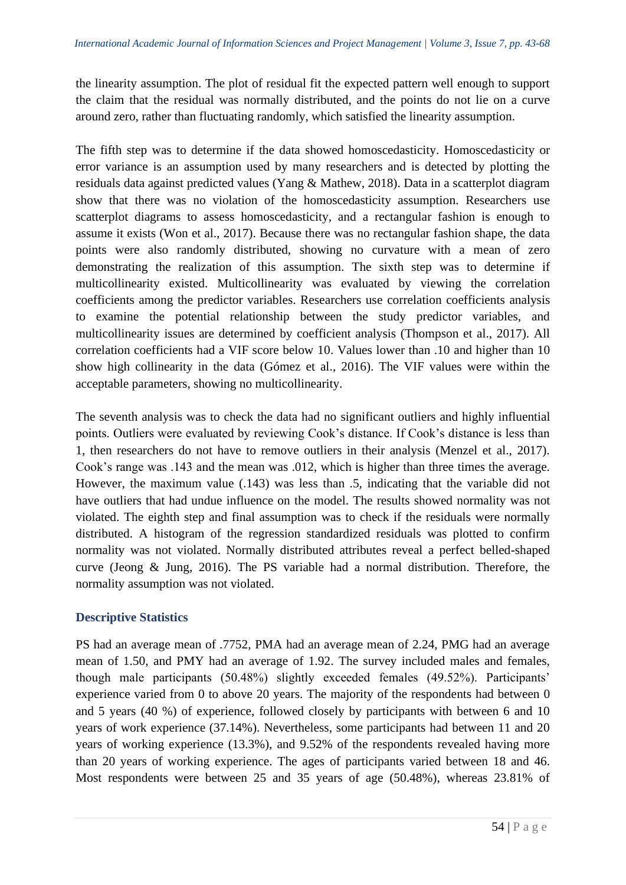the linearity assumption. The plot of residual fit the expected pattern well enough to support the claim that the residual was normally distributed, and the points do not lie on a curve around zero, rather than fluctuating randomly, which satisfied the linearity assumption.

The fifth step was to determine if the data showed homoscedasticity. Homoscedasticity or error variance is an assumption used by many researchers and is detected by plotting the residuals data against predicted values (Yang & Mathew, 2018). Data in a scatterplot diagram show that there was no violation of the homoscedasticity assumption. Researchers use scatterplot diagrams to assess homoscedasticity, and a rectangular fashion is enough to assume it exists (Won et al., 2017). Because there was no rectangular fashion shape, the data points were also randomly distributed, showing no curvature with a mean of zero demonstrating the realization of this assumption. The sixth step was to determine if multicollinearity existed. Multicollinearity was evaluated by viewing the correlation coefficients among the predictor variables. Researchers use correlation coefficients analysis to examine the potential relationship between the study predictor variables, and multicollinearity issues are determined by coefficient analysis (Thompson et al., 2017). All correlation coefficients had a VIF score below 10. Values lower than .10 and higher than 10 show high collinearity in the data (Gómez et al., 2016). The VIF values were within the acceptable parameters, showing no multicollinearity.

The seventh analysis was to check the data had no significant outliers and highly influential points. Outliers were evaluated by reviewing Cook's distance. If Cook's distance is less than 1, then researchers do not have to remove outliers in their analysis (Menzel et al., 2017). Cook's range was .143 and the mean was .012, which is higher than three times the average. However, the maximum value (.143) was less than .5, indicating that the variable did not have outliers that had undue influence on the model. The results showed normality was not violated. The eighth step and final assumption was to check if the residuals were normally distributed. A histogram of the regression standardized residuals was plotted to confirm normality was not violated. Normally distributed attributes reveal a perfect belled-shaped curve (Jeong & Jung, 2016). The PS variable had a normal distribution. Therefore, the normality assumption was not violated.

## Descriptive Statistics

PS had an average mean of .7752, PMA had an average mean of 2.24, PMG had an average mean of 1.50, and PMY had an average of 1.92. The survey included males and females, though male participants (50.48%) slightly exceeded females (49.52%). Participants' experience varied from 0 to above 20 years. The majority of the respondents had between 0 and 5 years (40 %) of experience, followed closely by participants with between 6 and 10 years of work experience (37.14%). Nevertheless, some participants had between 11 and 20 years of working experience (13.3%), and 9.52% of the respondents revealed having more than 20 years of working experience. The ages of participants varied between 18 and 46. Most respondents were between 25 and 35 years of age (50.48%), whereas 23.81% of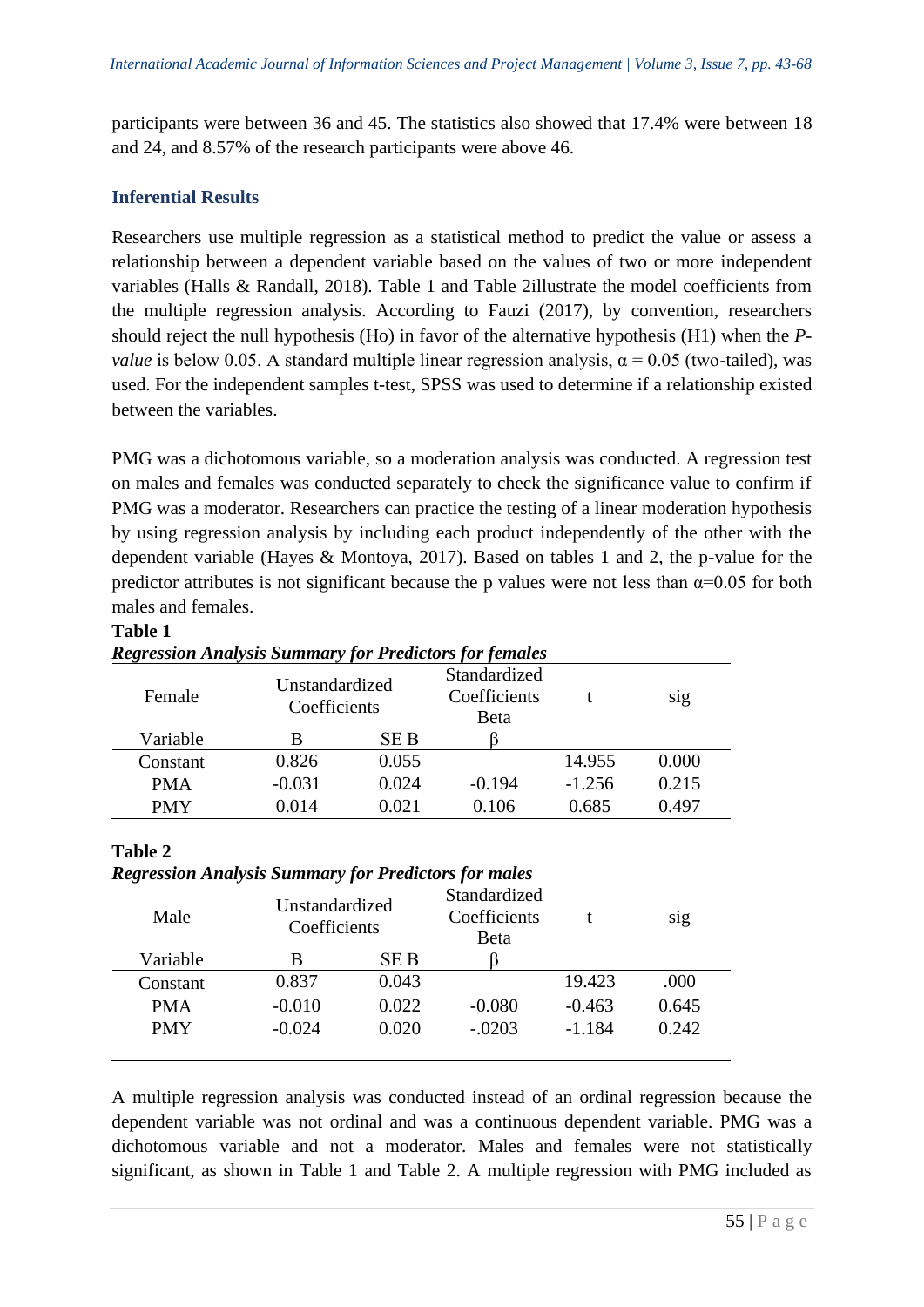participants were between 36 and 45. The statistics also showed that 17.4% were between 18 and 24, and 8.57% of the research participants were above 46.

## Inferential Results

Researchers use multiple regression as a statistical method to predict the value or assess a relationship between a dependent variable based on the values of two or more independent variables (Halls & Randall, 2018). Table 1 and Table 2illustrate the model coefficients from the multiple regression analysis. According to Fauzi (2017), by convention, researchers should reject the null hypothesis (Ho) in favor of the alternative hypothesis (H1) when the *P-value* is below 0.05. A standard multiple linear regression analysis, $\alpha = 0.05$ (two-tailed), was used. For the independent samples t-test, SPSS was used to determine if a relationship existed between the variables.

PMG was a dichotomous variable, so a moderation analysis was conducted. A regression test on males and females was conducted separately to check the significance value to confirm if PMG was a moderator. Researchers can practice the testing of a linear moderation hypothesis by using regression analysis by including each product independently of the other with the dependent variable (Hayes & Montoya, 2017). Based on tables 1 and 2, the p-value for the predictor attributes is not significant because the p values were not less than $\alpha$=0.05 for both males and females.

**Table 1**

***Regression Analysis Summary for Predictors for females***

| Female | Unstandardized Coefficients | | Standardized Coefficients Beta | t | sig |
|---|---|---|---|---|---|
| Variable | B | SE B | β | | |
| Constant | 0.826 | 0.055 | | 14.955 | 0.000 |
| PMA | -0.031 | 0.024 | -0.194 | -1.256 | 0.215 |
| PMY | 0.014 | 0.021 | 0.106 | 0.685 | 0.497 |

**Table 2**

***Regression Analysis Summary for Predictors for males***

| Male | Unstandardized Coefficients | | Standardized Coefficients Beta | t | sig |
|---|---|---|---|---|---|
| Variable | B | SE B | β | | |
| Constant | 0.837 | 0.043 | | 19.423 | .000 |
| PMA | -0.010 | 0.022 | -0.080 | -0.463 | 0.645 |
| PMY | -0.024 | 0.020 | -.0203 | -1.184 | 0.242 |

A multiple regression analysis was conducted instead of an ordinal regression because the dependent variable was not ordinal and was a continuous dependent variable. PMG was a dichotomous variable and not a moderator. Males and females were not statistically significant, as shown in Table 1 and Table 2. A multiple regression with PMG included as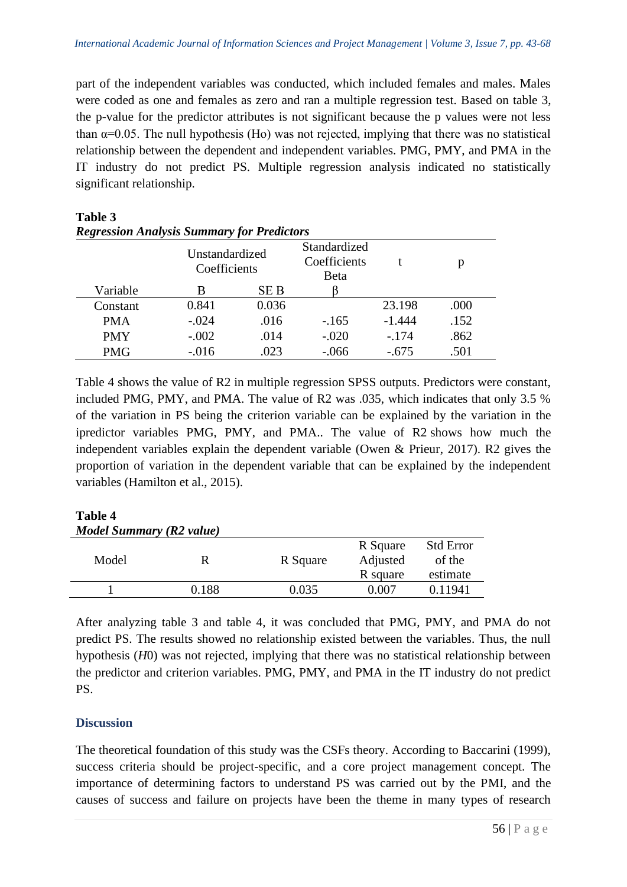part of the independent variables was conducted, which included females and males. Males were coded as one and females as zero and ran a multiple regression test. Based on table 3, the p-value for the predictor attributes is not significant because the p values were not less than $\alpha$=0.05. The null hypothesis (Ho) was not rejected, implying that there was no statistical relationship between the dependent and independent variables. PMG, PMY, and PMA in the IT industry do not predict PS. Multiple regression analysis indicated no statistically significant relationship.

**Table 3**
***Regression Analysis Summary for Predictors***

| | Unstandardized Coefficients | | Standardized Coefficients Beta | t | p |
|---|---|---|---|---|---|
| Variable | B | SE B | β | | |
| Constant | 0.841 | 0.036 | | 23.198 | .000 |
| PMA | -.024 | .016 | -.165 | -1.444 | .152 |
| PMY | -.002 | .014 | -.020 | -.174 | .862 |
| PMG | -.016 | .023 | -.066 | -.675 | .501 |

Table 4 shows the value of R2 in multiple regression SPSS outputs. Predictors were constant, included PMG, PMY, and PMA. The value of R2 was .035, which indicates that only 3.5 % of the variation in PS being the criterion variable can be explained by the variation in the ipredictor variables PMG, PMY, and PMA.. The value of R2 shows how much the independent variables explain the dependent variable (Owen & Prieur, 2017). R2 gives the proportion of variation in the dependent variable that can be explained by the independent variables (Hamilton et al., 2015).

**Table 4**
***Model Summary (R2 value)***

| Model | R | R Square | R Square Adjusted R square | Std Error of the estimate |
|---|---|---|---|---|
| 1 | 0.188 | 0.035 | 0.007 | 0.11941 |

After analyzing table 3 and table 4, it was concluded that PMG, PMY, and PMA do not predict PS. The results showed no relationship existed between the variables. Thus, the null hypothesis (*H*0) was not rejected, implying that there was no statistical relationship between the predictor and criterion variables. PMG, PMY, and PMA in the IT industry do not predict PS.

## Discussion

The theoretical foundation of this study was the CSFs theory. According to Baccarini (1999), success criteria should be project-specific, and a core project management concept. The importance of determining factors to understand PS was carried out by the PMI, and the causes of success and failure on projects have been the theme in many types of research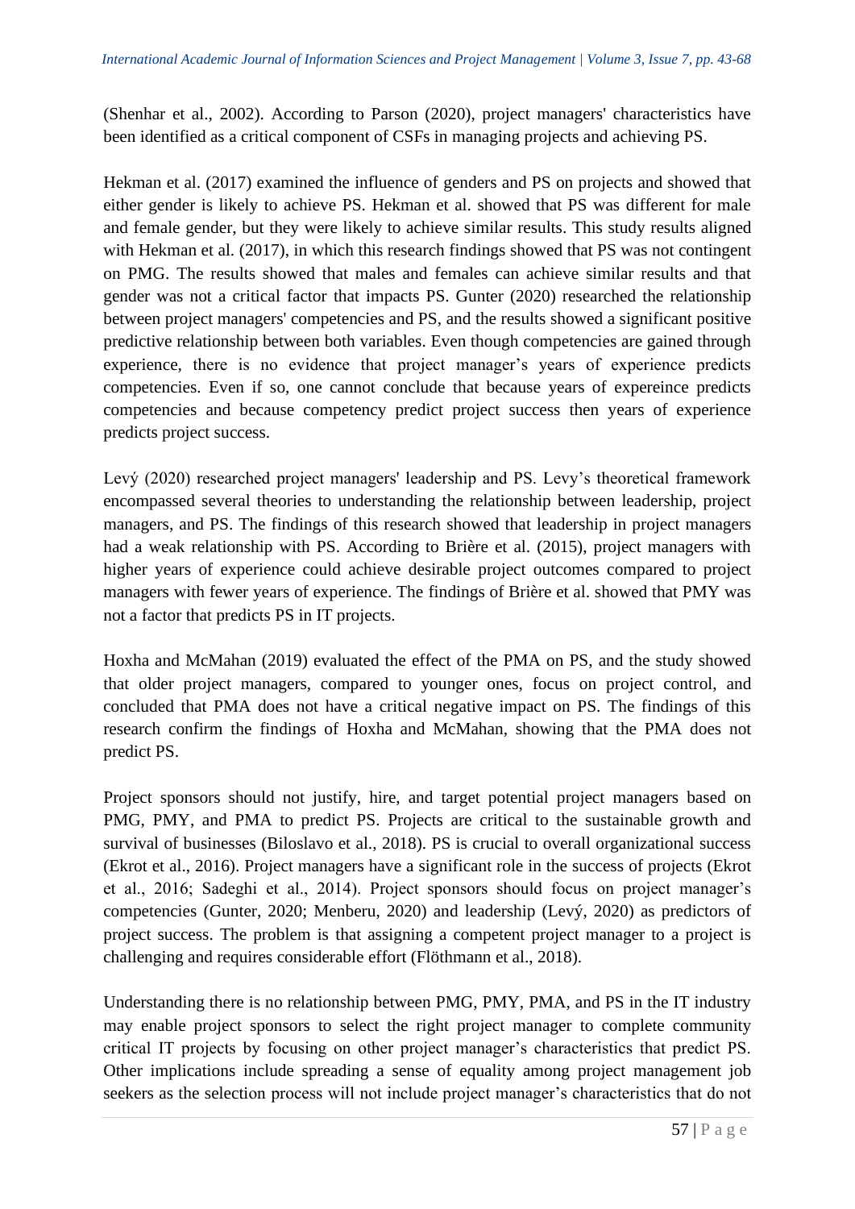(Shenhar et al., 2002). According to Parson (2020), project managers' characteristics have been identified as a critical component of CSFs in managing projects and achieving PS.

Hekman et al. (2017) examined the influence of genders and PS on projects and showed that either gender is likely to achieve PS. Hekman et al. showed that PS was different for male and female gender, but they were likely to achieve similar results. This study results aligned with Hekman et al. (2017), in which this research findings showed that PS was not contingent on PMG. The results showed that males and females can achieve similar results and that gender was not a critical factor that impacts PS. Gunter (2020) researched the relationship between project managers' competencies and PS, and the results showed a significant positive predictive relationship between both variables. Even though competencies are gained through experience, there is no evidence that project manager's years of experience predicts competencies. Even if so, one cannot conclude that because years of expereince predicts competencies and because competency predict project success then years of experience predicts project success.

Levý (2020) researched project managers' leadership and PS. Levy's theoretical framework encompassed several theories to understanding the relationship between leadership, project managers, and PS. The findings of this research showed that leadership in project managers had a weak relationship with PS. According to Brière et al. (2015), project managers with higher years of experience could achieve desirable project outcomes compared to project managers with fewer years of experience. The findings of Brière et al. showed that PMY was not a factor that predicts PS in IT projects.

Hoxha and McMahan (2019) evaluated the effect of the PMA on PS, and the study showed that older project managers, compared to younger ones, focus on project control, and concluded that PMA does not have a critical negative impact on PS. The findings of this research confirm the findings of Hoxha and McMahan, showing that the PMA does not predict PS.

Project sponsors should not justify, hire, and target potential project managers based on PMG, PMY, and PMA to predict PS. Projects are critical to the sustainable growth and survival of businesses (Biloslavo et al., 2018). PS is crucial to overall organizational success (Ekrot et al., 2016). Project managers have a significant role in the success of projects (Ekrot et al., 2016; Sadeghi et al., 2014). Project sponsors should focus on project manager's competencies (Gunter, 2020; Menberu, 2020) and leadership (Levý, 2020) as predictors of project success. The problem is that assigning a competent project manager to a project is challenging and requires considerable effort (Flöthmann et al., 2018).

Understanding there is no relationship between PMG, PMY, PMA, and PS in the IT industry may enable project sponsors to select the right project manager to complete community critical IT projects by focusing on other project manager's characteristics that predict PS. Other implications include spreading a sense of equality among project management job seekers as the selection process will not include project manager's characteristics that do not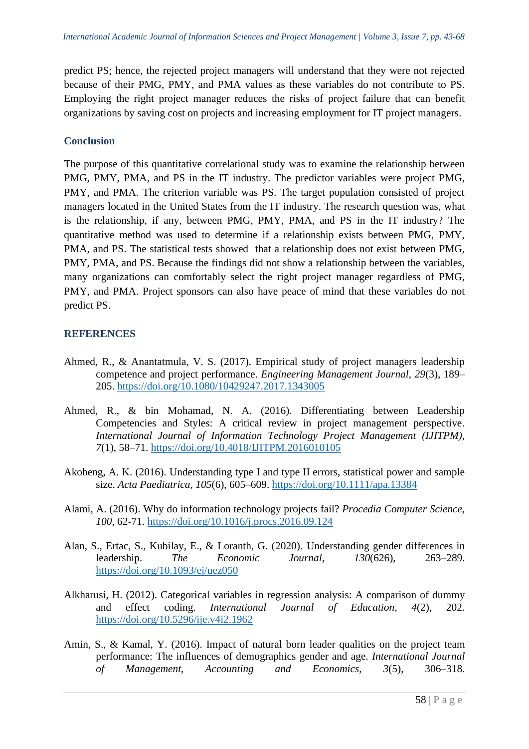predict PS; hence, the rejected project managers will understand that they were not rejected because of their PMG, PMY, and PMA values as these variables do not contribute to PS. Employing the right project manager reduces the risks of project failure that can benefit organizations by saving cost on projects and increasing employment for IT project managers.

## Conclusion

The purpose of this quantitative correlational study was to examine the relationship between PMG, PMY, PMA, and PS in the IT industry. The predictor variables were project PMG, PMY, and PMA. The criterion variable was PS. The target population consisted of project managers located in the United States from the IT industry. The research question was, what is the relationship, if any, between PMG, PMY, PMA, and PS in the IT industry? The quantitative method was used to determine if a relationship exists between PMG, PMY, PMA, and PS. The statistical tests showed that a relationship does not exist between PMG, PMY, PMA, and PS. Because the findings did not show a relationship between the variables, many organizations can comfortably select the right project manager regardless of PMG, PMY, and PMA. Project sponsors can also have peace of mind that these variables do not predict PS.

## REFERENCES

Ahmed, R., & Anantatmula, V. S. (2017). Empirical study of project managers leadership competence and project performance. *Engineering Management Journal, 29*(3), 189–205. https://doi.org/10.1080/10429247.2017.1343005

Ahmed, R., & bin Mohamad, N. A. (2016). Differentiating between Leadership Competencies and Styles: A critical review in project management perspective. *International Journal of Information Technology Project Management (IJITPM), 7*(1), 58–71. https://doi.org/10.4018/IJITPM.2016010105

Akobeng, A. K. (2016). Understanding type I and type II errors, statistical power and sample size. *Acta Paediatrica*, *105*(6), 605–609. https://doi.org/10.1111/apa.13384

Alami, A. (2016). Why do information technology projects fail? *Procedia Computer Science*, *100*, 62-71. https://doi.org/10.1016/j.procs.2016.09.124

Alan, S., Ertac, S., Kubilay, E., & Loranth, G. (2020). Understanding gender differences in leadership. *The Economic Journal*, *130*(626), 263–289. https://doi.org/10.1093/ej/uez050

Alkharusi, H. (2012). Categorical variables in regression analysis: A comparison of dummy and effect coding. *International Journal of Education*, *4*(2), 202. https://doi.org/10.5296/ije.v4i2.1962

Amin, S., & Kamal, Y. (2016). Impact of natural born leader qualities on the project team performance: The influences of demographics gender and age. *International Journal of Management, Accounting and Economics*, *3*(5), 306–318.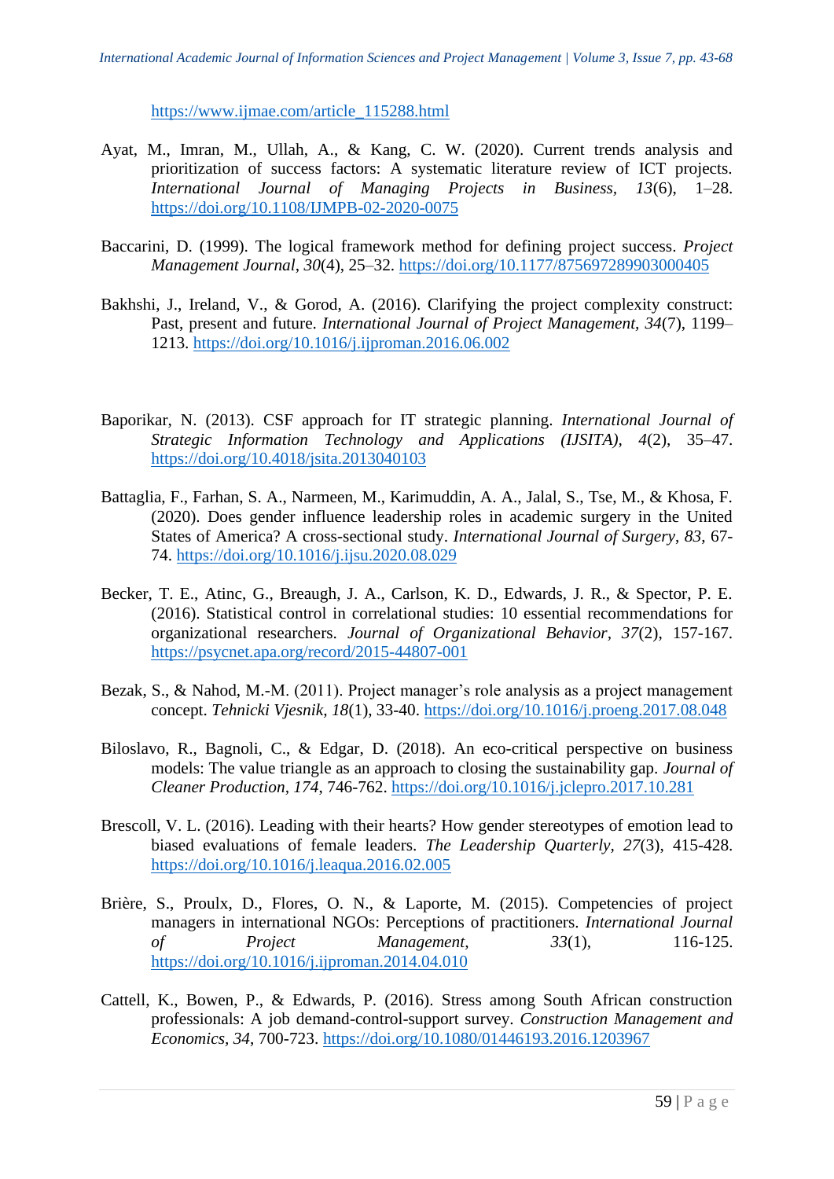https://www.ijmae.com/article_115288.html

Ayat, M., Imran, M., Ullah, A., & Kang, C. W. (2020). Current trends analysis and prioritization of success factors: A systematic literature review of ICT projects. *International Journal of Managing Projects in Business*, *13*(6), 1–28. https://doi.org/10.1108/IJMPB-02-2020-0075

Baccarini, D. (1999). The logical framework method for defining project success. *Project Management Journal*, *30*(4), 25–32. https://doi.org/10.1177/875697289903000405

Bakhshi, J., Ireland, V., & Gorod, A. (2016). Clarifying the project complexity construct: Past, present and future. *International Journal of Project Management*, *34*(7), 1199–1213. https://doi.org/10.1016/j.ijproman.2016.06.002

Baporikar, N. (2013). CSF approach for IT strategic planning. *International Journal of Strategic Information Technology and Applications (IJSITA)*, *4*(2), 35–47. https://doi.org/10.4018/jsita.2013040103

Battaglia, F., Farhan, S. A., Narmeen, M., Karimuddin, A. A., Jalal, S., Tse, M., & Khosa, F. (2020). Does gender influence leadership roles in academic surgery in the United States of America? A cross-sectional study. *International Journal of Surgery*, *83*, 67-74. https://doi.org/10.1016/j.ijsu.2020.08.029

Becker, T. E., Atinc, G., Breaugh, J. A., Carlson, K. D., Edwards, J. R., & Spector, P. E. (2016). Statistical control in correlational studies: 10 essential recommendations for organizational researchers. *Journal of Organizational Behavior*, *37*(2), 157-167. https://psycnet.apa.org/record/2015-44807-001

Bezak, S., & Nahod, M.-M. (2011). Project manager's role analysis as a project management concept. *Tehnicki Vjesnik, 18*(1), 33-40. https://doi.org/10.1016/j.proeng.2017.08.048

Biloslavo, R., Bagnoli, C., & Edgar, D. (2018). An eco-critical perspective on business models: The value triangle as an approach to closing the sustainability gap. *Journal of Cleaner Production*, *174*, 746-762. https://doi.org/10.1016/j.jclepro.2017.10.281

Brescoll, V. L. (2016). Leading with their hearts? How gender stereotypes of emotion lead to biased evaluations of female leaders. *The Leadership Quarterly*, *27*(3), 415-428. https://doi.org/10.1016/j.leaqua.2016.02.005

Brière, S., Proulx, D., Flores, O. N., & Laporte, M. (2015). Competencies of project managers in international NGOs: Perceptions of practitioners. *International Journal of Project Management*, *33*(1), 116-125. https://doi.org/10.1016/j.ijproman.2014.04.010

Cattell, K., Bowen, P., & Edwards, P. (2016). Stress among South African construction professionals: A job demand-control-support survey. *Construction Management and Economics*, *34*, 700-723. https://doi.org/10.1080/01446193.2016.1203967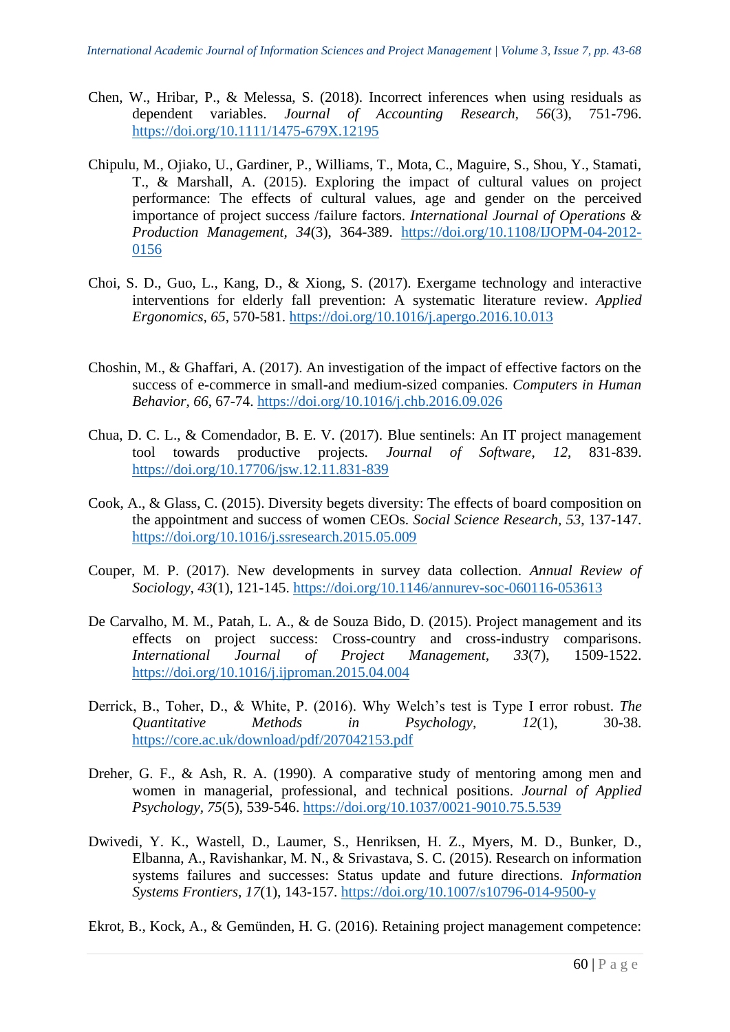Chen, W., Hribar, P., & Melessa, S. (2018). Incorrect inferences when using residuals as dependent variables. *Journal of Accounting Research*, *56*(3), 751-796. https://doi.org/10.1111/1475-679X.12195

Chipulu, M., Ojiako, U., Gardiner, P., Williams, T., Mota, C., Maguire, S., Shou, Y., Stamati, T., & Marshall, A. (2015). Exploring the impact of cultural values on project performance: The effects of cultural values, age and gender on the perceived importance of project success /failure factors. *International Journal of Operations & Production Management*, *34*(3), 364-389. https://doi.org/10.1108/IJOPM-04-2012-0156

Choi, S. D., Guo, L., Kang, D., & Xiong, S. (2017). Exergame technology and interactive interventions for elderly fall prevention: A systematic literature review. *Applied Ergonomics*, *65*, 570-581. https://doi.org/10.1016/j.apergo.2016.10.013

Choshin, M., & Ghaffari, A. (2017). An investigation of the impact of effective factors on the success of e-commerce in small-and medium-sized companies. *Computers in Human Behavior, 66*, 67-74. https://doi.org/10.1016/j.chb.2016.09.026

Chua, D. C. L., & Comendador, B. E. V. (2017). Blue sentinels: An IT project management tool towards productive projects. *Journal of Software*, *12*, 831-839. https://doi.org/10.17706/jsw.12.11.831-839

Cook, A., & Glass, C. (2015). Diversity begets diversity: The effects of board composition on the appointment and success of women CEOs. *Social Science Research, 53*, 137-147. https://doi.org/10.1016/j.ssresearch.2015.05.009

Couper, M. P. (2017). New developments in survey data collection. *Annual Review of Sociology*, *43*(1), 121-145. https://doi.org/10.1146/annurev-soc-060116-053613

De Carvalho, M. M., Patah, L. A., & de Souza Bido, D. (2015). Project management and its effects on project success: Cross-country and cross-industry comparisons. *International Journal of Project Management*, *33*(7), 1509-1522. https://doi.org/10.1016/j.ijproman.2015.04.004

Derrick, B., Toher, D., & White, P. (2016). Why Welch's test is Type I error robust. *The Quantitative Methods in Psychology*, *12*(1), 30-38. https://core.ac.uk/download/pdf/207042153.pdf

Dreher, G. F., & Ash, R. A. (1990). A comparative study of mentoring among men and women in managerial, professional, and technical positions. *Journal of Applied Psychology*, *75*(5), 539-546. https://doi.org/10.1037/0021-9010.75.5.539

Dwivedi, Y. K., Wastell, D., Laumer, S., Henriksen, H. Z., Myers, M. D., Bunker, D., Elbanna, A., Ravishankar, M. N., & Srivastava, S. C. (2015). Research on information systems failures and successes: Status update and future directions. *Information Systems Frontiers*, *17*(1), 143-157. https://doi.org/10.1007/s10796-014-9500-y

Ekrot, B., Kock, A., & Gemünden, H. G. (2016). Retaining project management competence: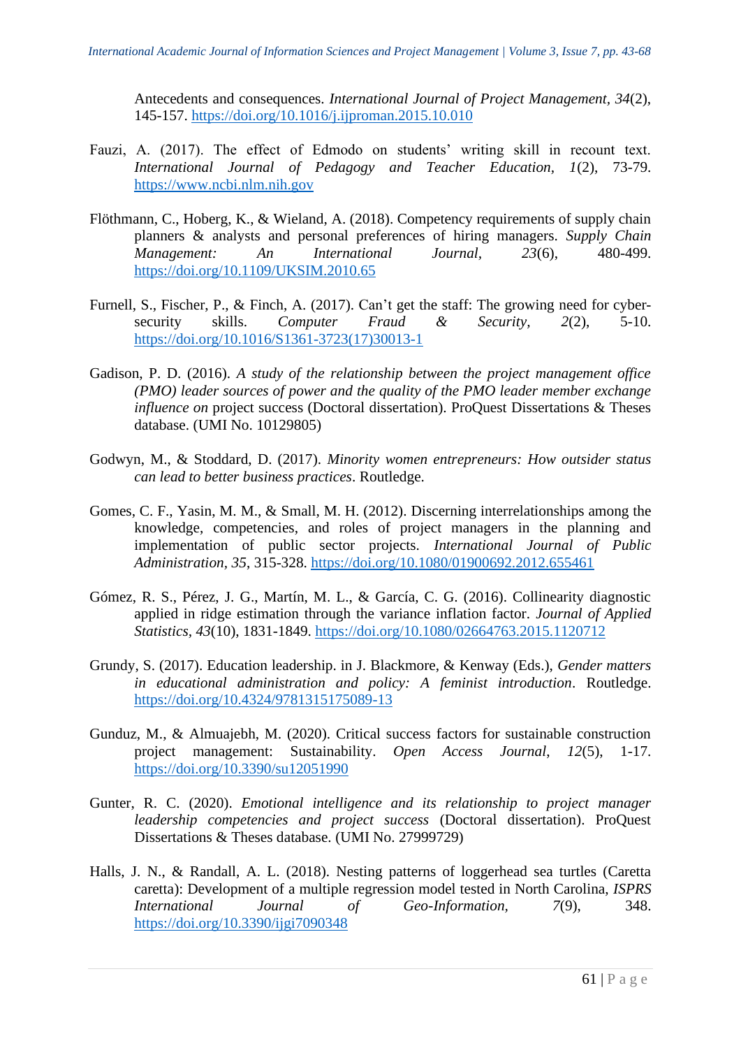Antecedents and consequences. *International Journal of Project Management, 34*(2), 145-157. https://doi.org/10.1016/j.ijproman.2015.10.010

Fauzi, A. (2017). The effect of Edmodo on students' writing skill in recount text. *International Journal of Pedagogy and Teacher Education, 1*(2), 73-79. https://www.ncbi.nlm.nih.gov

Flöthmann, C., Hoberg, K., & Wieland, A. (2018). Competency requirements of supply chain planners & analysts and personal preferences of hiring managers. *Supply Chain Management: An International Journal, 23*(6), 480-499. https://doi.org/10.1109/UKSIM.2010.65

Furnell, S., Fischer, P., & Finch, A. (2017). Can't get the staff: The growing need for cyber-security skills. *Computer Fraud & Security, 2*(2), 5-10. https://doi.org/10.1016/S1361-3723(17)30013-1

Gadison, P. D. (2016). *A study of the relationship between the project management office (PMO) leader sources of power and the quality of the PMO leader member exchange influence on* project success (Doctoral dissertation). ProQuest Dissertations & Theses database. (UMI No. 10129805)

Godwyn, M., & Stoddard, D. (2017). *Minority women entrepreneurs: How outsider status can lead to better business practices*. Routledge.

Gomes, C. F., Yasin, M. M., & Small, M. H. (2012). Discerning interrelationships among the knowledge, competencies, and roles of project managers in the planning and implementation of public sector projects. *International Journal of Public Administration, 35*, 315-328. https://doi.org/10.1080/01900692.2012.655461

Gómez, R. S., Pérez, J. G., Martín, M. L., & García, C. G. (2016). Collinearity diagnostic applied in ridge estimation through the variance inflation factor. *Journal of Applied Statistics, 43*(10), 1831-1849. https://doi.org/10.1080/02664763.2015.1120712

Grundy, S. (2017). Education leadership. in J. Blackmore, & Kenway (Eds.), *Gender matters in educational administration and policy: A feminist introduction*. Routledge. https://doi.org/10.4324/9781315175089-13

Gunduz, M., & Almuajebh, M. (2020). Critical success factors for sustainable construction project management: Sustainability. *Open Access Journal, 12*(5), 1-17. https://doi.org/10.3390/su12051990

Gunter, R. C. (2020). *Emotional intelligence and its relationship to project manager leadership competencies and project success* (Doctoral dissertation). ProQuest Dissertations & Theses database. (UMI No. 27999729)

Halls, J. N., & Randall, A. L. (2018). Nesting patterns of loggerhead sea turtles (Caretta caretta): Development of a multiple regression model tested in North Carolina, *ISPRS International Journal of Geo-Information, 7*(9), 348. https://doi.org/10.3390/ijgi7090348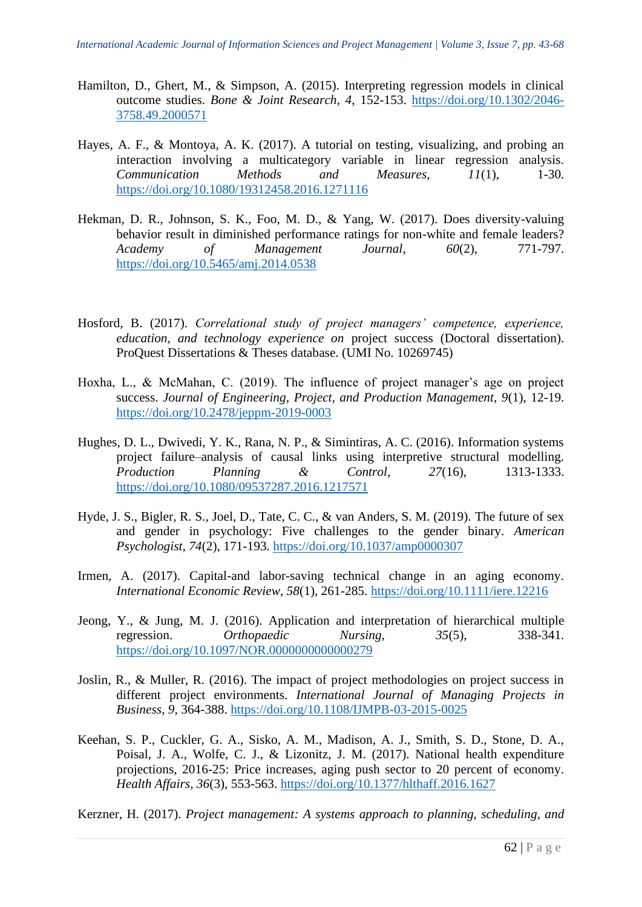Hamilton, D., Ghert, M., & Simpson, A. (2015). Interpreting regression models in clinical outcome studies. *Bone & Joint Research*, *4*, 152-153. https://doi.org/10.1302/2046-3758.49.2000571

Hayes, A. F., & Montoya, A. K. (2017). A tutorial on testing, visualizing, and probing an interaction involving a multicategory variable in linear regression analysis. *Communication Methods and Measures*, *11*(1), 1-30. https://doi.org/10.1080/19312458.2016.1271116

Hekman, D. R., Johnson, S. K., Foo, M. D., & Yang, W. (2017). Does diversity-valuing behavior result in diminished performance ratings for non-white and female leaders? *Academy of Management Journal*, *60*(2), 771-797. https://doi.org/10.5465/amj.2014.0538

Hosford, B. (2017). *Correlational study of project managers' competence, experience, education, and technology experience on* project success (Doctoral dissertation). ProQuest Dissertations & Theses database. (UMI No. 10269745)

Hoxha, L., & McMahan, C. (2019). The influence of project manager's age on project success. *Journal of Engineering, Project, and Production Management*, *9*(1), 12-19. https://doi.org/10.2478/jeppm-2019-0003

Hughes, D. L., Dwivedi, Y. K., Rana, N. P., & Simintiras, A. C. (2016). Information systems project failure–analysis of causal links using interpretive structural modelling. *Production Planning & Control*, *27*(16), 1313-1333. https://doi.org/10.1080/09537287.2016.1217571

Hyde, J. S., Bigler, R. S., Joel, D., Tate, C. C., & van Anders, S. M. (2019). The future of sex and gender in psychology: Five challenges to the gender binary. *American Psychologist*, *74*(2), 171-193. https://doi.org/10.1037/amp0000307

Irmen, A. (2017). Capital-and labor-saving technical change in an aging economy. *International Economic Review*, *58*(1), 261-285. https://doi.org/10.1111/iere.12216

Jeong, Y., & Jung, M. J. (2016). Application and interpretation of hierarchical multiple regression. *Orthopaedic Nursing*, *35*(5), 338-341. https://doi.org/10.1097/NOR.0000000000000279

Joslin, R., & Muller, R. (2016). The impact of project methodologies on project success in different project environments. *International Journal of Managing Projects in Business*, *9*, 364-388. https://doi.org/10.1108/IJMPB-03-2015-0025

Keehan, S. P., Cuckler, G. A., Sisko, A. M., Madison, A. J., Smith, S. D., Stone, D. A., Poisal, J. A., Wolfe, C. J., & Lizonitz, J. M. (2017). National health expenditure projections, 2016-25: Price increases, aging push sector to 20 percent of economy. *Health Affairs*, *36*(3), 553-563. https://doi.org/10.1377/hlthaff.2016.1627

Kerzner, H. (2017). *Project management: A systems approach to planning, scheduling, and*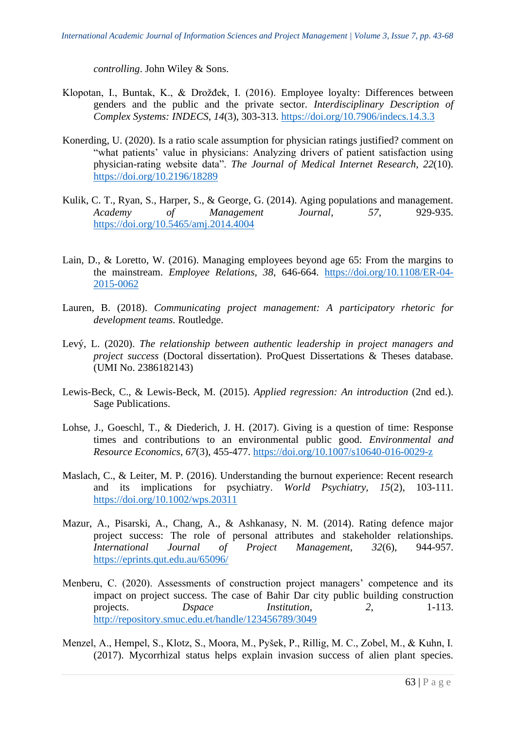*controlling*. John Wiley & Sons.

Klopotan, I., Buntak, K., & Drožđek, I. (2016). Employee loyalty: Differences between genders and the public and the private sector. *Interdisciplinary Description of Complex Systems: INDECS*, *14*(3), 303-313. https://doi.org/10.7906/indecs.14.3.3

Konerding, U. (2020). Is a ratio scale assumption for physician ratings justified? comment on "what patients' value in physicians: Analyzing drivers of patient satisfaction using physician-rating website data". *The Journal of Medical Internet Research, 22*(10). https://doi.org/10.2196/18289

Kulik, C. T., Ryan, S., Harper, S., & George, G. (2014). Aging populations and management. *Academy of Management Journal*, *57*, 929-935. https://doi.org/10.5465/amj.2014.4004

Lain, D., & Loretto, W. (2016). Managing employees beyond age 65: From the margins to the mainstream. *Employee Relations*, *38*, 646-664. https://doi.org/10.1108/ER-04-2015-0062

Lauren, B. (2018). *Communicating project management: A participatory rhetoric for development teams.* Routledge.

Levý, L. (2020). *The relationship between authentic leadership in project managers and project success* (Doctoral dissertation). ProQuest Dissertations & Theses database. (UMI No. 2386182143)

Lewis-Beck, C., & Lewis-Beck, M. (2015). *Applied regression: An introduction* (2nd ed.). Sage Publications.

Lohse, J., Goeschl, T., & Diederich, J. H. (2017). Giving is a question of time: Response times and contributions to an environmental public good. *Environmental and Resource Economics, 67*(3), 455-477. https://doi.org/10.1007/s10640-016-0029-z

Maslach, C., & Leiter, M. P. (2016). Understanding the burnout experience: Recent research and its implications for psychiatry. *World Psychiatry, 15*(2), 103-111. https://doi.org/10.1002/wps.20311

Mazur, A., Pisarski, A., Chang, A., & Ashkanasy, N. M. (2014). Rating defence major project success: The role of personal attributes and stakeholder relationships. *International Journal of Project Management, 32*(6), 944-957. https://eprints.qut.edu.au/65096/

Menberu, C. (2020). Assessments of construction project managers' competence and its impact on project success. The case of Bahir Dar city public building construction projects. *Dspace Institution, 2*, 1-113. http://repository.smuc.edu.et/handle/123456789/3049

Menzel, A., Hempel, S., Klotz, S., Moora, M., Pyšek, P., Rillig, M. C., Zobel, M., & Kuhn, I. (2017). Mycorrhizal status helps explain invasion success of alien plant species.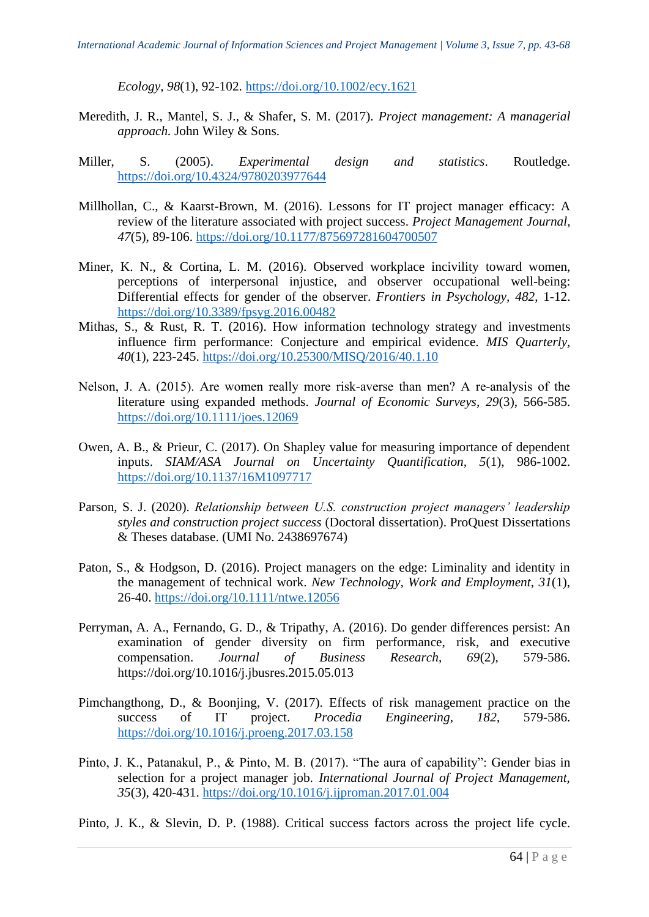*Ecology*, *98*(1), 92-102. https://doi.org/10.1002/ecy.1621

Meredith, J. R., Mantel, S. J., & Shafer, S. M. (2017). *Project management: A managerial approach.* John Wiley & Sons.

Miller, S. (2005). *Experimental design and statistics*. Routledge. https://doi.org/10.4324/9780203977644

Millhollan, C., & Kaarst-Brown, M. (2016). Lessons for IT project manager efficacy: A review of the literature associated with project success. *Project Management Journal, 47*(5), 89-106. https://doi.org/10.1177/875697281604700507

Miner, K. N., & Cortina, L. M. (2016). Observed workplace incivility toward women, perceptions of interpersonal injustice, and observer occupational well-being: Differential effects for gender of the observer. *Frontiers in Psychology, 482*, 1-12. https://doi.org/10.3389/fpsyg.2016.00482

Mithas, S., & Rust, R. T. (2016). How information technology strategy and investments influence firm performance: Conjecture and empirical evidence. *MIS Quarterly, 40*(1), 223-245. https://doi.org/10.25300/MISQ/2016/40.1.10

Nelson, J. A. (2015). Are women really more risk-averse than men? A re-analysis of the literature using expanded methods. *Journal of Economic Surveys*, *29*(3), 566-585. https://doi.org/10.1111/joes.12069

Owen, A. B., & Prieur, C. (2017). On Shapley value for measuring importance of dependent inputs. *SIAM/ASA Journal on Uncertainty Quantification*, *5*(1), 986-1002. https://doi.org/10.1137/16M1097717

Parson, S. J. (2020). *Relationship between U.S. construction project managers' leadership styles and construction project success* (Doctoral dissertation). ProQuest Dissertations & Theses database. (UMI No. 2438697674)

Paton, S., & Hodgson, D. (2016). Project managers on the edge: Liminality and identity in the management of technical work. *New Technology, Work and Employment*, *31*(1), 26-40. https://doi.org/10.1111/ntwe.12056

Perryman, A. A., Fernando, G. D., & Tripathy, A. (2016). Do gender differences persist: An examination of gender diversity on firm performance, risk, and executive compensation. *Journal of Business Research*, *69*(2), 579-586. https://doi.org/10.1016/j.jbusres.2015.05.013

Pimchangthong, D., & Boonjing, V. (2017). Effects of risk management practice on the success of IT project. *Procedia Engineering*, *182*, 579-586. https://doi.org/10.1016/j.proeng.2017.03.158

Pinto, J. K., Patanakul, P., & Pinto, M. B. (2017). "The aura of capability": Gender bias in selection for a project manager job. *International Journal of Project Management, 35*(3), 420-431. https://doi.org/10.1016/j.ijproman.2017.01.004

Pinto, J. K., & Slevin, D. P. (1988). Critical success factors across the project life cycle.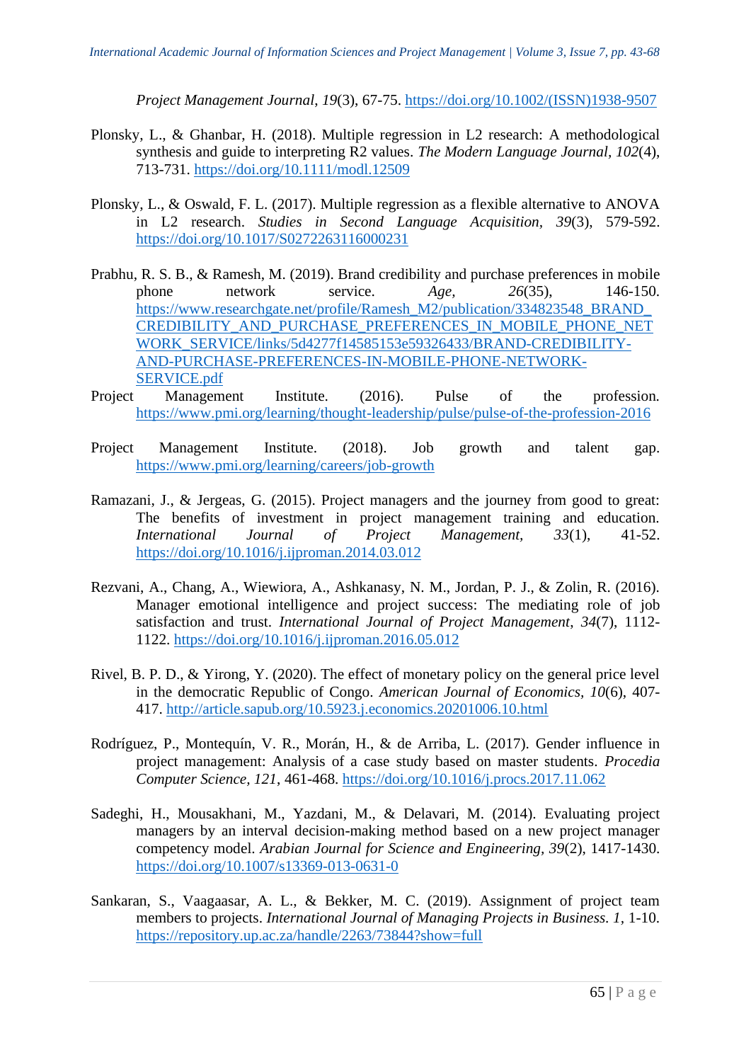*Project Management Journal*, *19*(3), 67-75. https://doi.org/10.1002/(ISSN)1938-9507

Plonsky, L., & Ghanbar, H. (2018). Multiple regression in L2 research: A methodological synthesis and guide to interpreting R2 values. *The Modern Language Journal*, *102*(4), 713-731. https://doi.org/10.1111/modl.12509

Plonsky, L., & Oswald, F. L. (2017). Multiple regression as a flexible alternative to ANOVA in L2 research. *Studies in Second Language Acquisition*, *39*(3), 579-592. https://doi.org/10.1017/S0272263116000231

Prabhu, R. S. B., & Ramesh, M. (2019). Brand credibility and purchase preferences in mobile phone network service. *Age*, *26*(35), 146-150. https://www.researchgate.net/profile/Ramesh_M2/publication/334823548_BRAND_CREDIBILITY_AND_PURCHASE_PREFERENCES_IN_MOBILE_PHONE_NETWORK_SERVICE/links/5d4277f14585153e59326433/BRAND-CREDIBILITY-AND-PURCHASE-PREFERENCES-IN-MOBILE-PHONE-NETWORK-SERVICE.pdf

Project Management Institute. (2016). Pulse of the profession. https://www.pmi.org/learning/thought-leadership/pulse/pulse-of-the-profession-2016

Project Management Institute. (2018). Job growth and talent gap. https://www.pmi.org/learning/careers/job-growth

Ramazani, J., & Jergeas, G. (2015). Project managers and the journey from good to great: The benefits of investment in project management training and education. *International Journal of Project Management*, *33*(1), 41-52. https://doi.org/10.1016/j.ijproman.2014.03.012

Rezvani, A., Chang, A., Wiewiora, A., Ashkanasy, N. M., Jordan, P. J., & Zolin, R. (2016). Manager emotional intelligence and project success: The mediating role of job satisfaction and trust. *International Journal of Project Management*, *34*(7), 1112-1122. https://doi.org/10.1016/j.ijproman.2016.05.012

Rivel, B. P. D., & Yirong, Y. (2020). The effect of monetary policy on the general price level in the democratic Republic of Congo. *American Journal of Economics*, *10*(6), 407-417. http://article.sapub.org/10.5923.j.economics.20201006.10.html

Rodríguez, P., Montequín, V. R., Morán, H., & de Arriba, L. (2017). Gender influence in project management: Analysis of a case study based on master students. *Procedia Computer Science*, *121*, 461-468. https://doi.org/10.1016/j.procs.2017.11.062

Sadeghi, H., Mousakhani, M., Yazdani, M., & Delavari, M. (2014). Evaluating project managers by an interval decision-making method based on a new project manager competency model. *Arabian Journal for Science and Engineering*, *39*(2), 1417-1430. https://doi.org/10.1007/s13369-013-0631-0

Sankaran, S., Vaagaasar, A. L., & Bekker, M. C. (2019). Assignment of project team members to projects. *International Journal of Managing Projects in Business*. *1*, 1-10. https://repository.up.ac.za/handle/2263/73844?show=full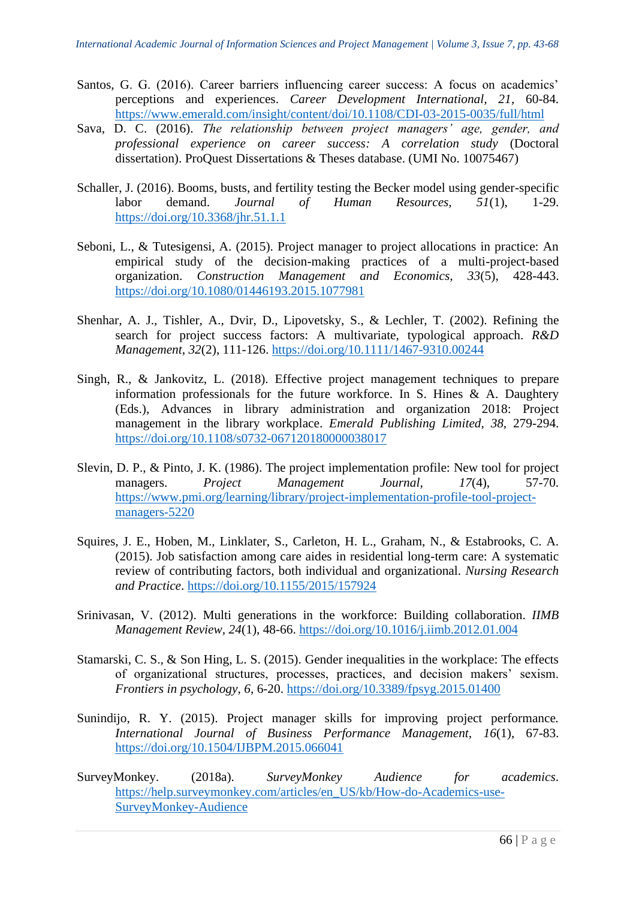Santos, G. G. (2016). Career barriers influencing career success: A focus on academics' perceptions and experiences. *Career Development International*, *21*, 60-84. https://www.emerald.com/insight/content/doi/10.1108/CDI-03-2015-0035/full/html

Sava, D. C. (2016). *The relationship between project managers' age, gender, and professional experience on career success: A correlation study* (Doctoral dissertation). ProQuest Dissertations & Theses database. (UMI No. 10075467)

Schaller, J. (2016). Booms, busts, and fertility testing the Becker model using gender-specific labor demand. *Journal of Human Resources*, *51*(1), 1-29. https://doi.org/10.3368/jhr.51.1.1

Seboni, L., & Tutesigensi, A. (2015). Project manager to project allocations in practice: An empirical study of the decision-making practices of a multi-project-based organization. *Construction Management and Economics*, *33*(5), 428-443. https://doi.org/10.1080/01446193.2015.1077981

Shenhar, A. J., Tishler, A., Dvir, D., Lipovetsky, S., & Lechler, T. (2002). Refining the search for project success factors: A multivariate, typological approach. *R&D Management*, *32*(2), 111-126. https://doi.org/10.1111/1467-9310.00244

Singh, R., & Jankovitz, L. (2018). Effective project management techniques to prepare information professionals for the future workforce. In S. Hines & A. Daughtery (Eds.), Advances in library administration and organization 2018: Project management in the library workplace. *Emerald Publishing Limited*, *38*, 279-294. https://doi.org/10.1108/s0732-067120180000038017

Slevin, D. P., & Pinto, J. K. (1986). The project implementation profile: New tool for project managers. *Project Management Journal*, *17*(4), 57-70. https://www.pmi.org/learning/library/project-implementation-profile-tool-project-managers-5220

Squires, J. E., Hoben, M., Linklater, S., Carleton, H. L., Graham, N., & Estabrooks, C. A. (2015). Job satisfaction among care aides in residential long-term care: A systematic review of contributing factors, both individual and organizational. *Nursing Research and Practice*. https://doi.org/10.1155/2015/157924

Srinivasan, V. (2012). Multi generations in the workforce: Building collaboration. *IIMB Management Review*, *24*(1), 48-66. https://doi.org/10.1016/j.iimb.2012.01.004

Stamarski, C. S., & Son Hing, L. S. (2015). Gender inequalities in the workplace: The effects of organizational structures, processes, practices, and decision makers' sexism. *Frontiers in psychology*, *6*, 6-20. https://doi.org/10.3389/fpsyg.2015.01400

Sunindijo, R. Y. (2015). Project manager skills for improving project performance. *International Journal of Business Performance Management*, *16*(1), 67-83. https://doi.org/10.1504/IJBPM.2015.066041

SurveyMonkey. (2018a). *SurveyMonkey Audience for academics*. https://help.surveymonkey.com/articles/en_US/kb/How-do-Academics-use-SurveyMonkey-Audience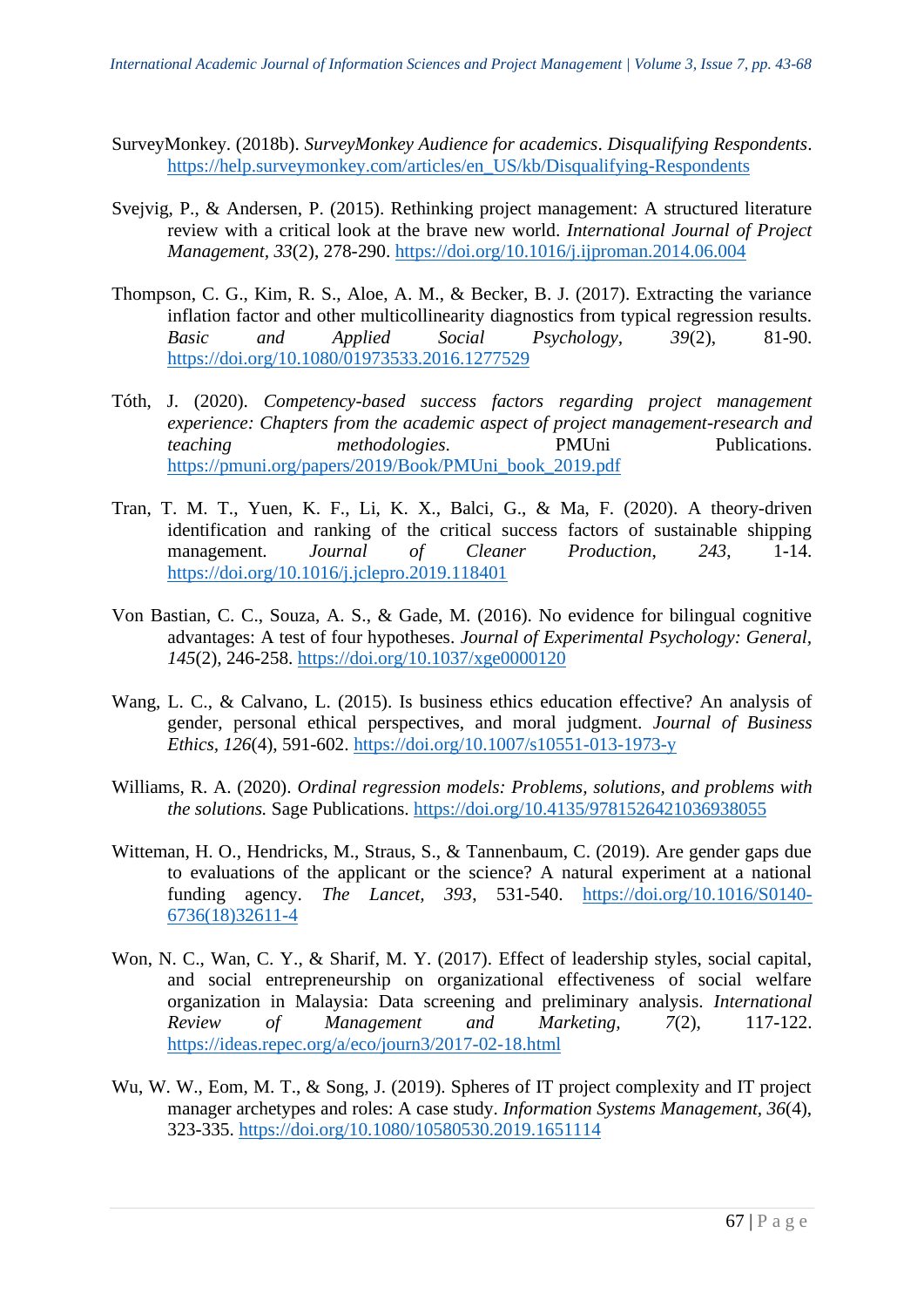SurveyMonkey. (2018b). *SurveyMonkey Audience for academics*. *Disqualifying Respondents*. https://help.surveymonkey.com/articles/en_US/kb/Disqualifying-Respondents

Svejvig, P., & Andersen, P. (2015). Rethinking project management: A structured literature review with a critical look at the brave new world. *International Journal of Project Management*, *33*(2), 278-290. https://doi.org/10.1016/j.ijproman.2014.06.004

Thompson, C. G., Kim, R. S., Aloe, A. M., & Becker, B. J. (2017). Extracting the variance inflation factor and other multicollinearity diagnostics from typical regression results. *Basic and Applied Social Psychology*, *39*(2), 81-90. https://doi.org/10.1080/01973533.2016.1277529

Tóth, J. (2020). *Competency-based success factors regarding project management experience: Chapters from the academic aspect of project management-research and teaching methodologies*. PMUni Publications. https://pmuni.org/papers/2019/Book/PMUni_book_2019.pdf

Tran, T. M. T., Yuen, K. F., Li, K. X., Balci, G., & Ma, F. (2020). A theory-driven identification and ranking of the critical success factors of sustainable shipping management. *Journal of Cleaner Production*, *243*, 1-14. https://doi.org/10.1016/j.jclepro.2019.118401

Von Bastian, C. C., Souza, A. S., & Gade, M. (2016). No evidence for bilingual cognitive advantages: A test of four hypotheses. *Journal of Experimental Psychology: General*, *145*(2), 246-258. https://doi.org/10.1037/xge0000120

Wang, L. C., & Calvano, L. (2015). Is business ethics education effective? An analysis of gender, personal ethical perspectives, and moral judgment. *Journal of Business Ethics*, *126*(4), 591-602. https://doi.org/10.1007/s10551-013-1973-y

Williams, R. A. (2020). *Ordinal regression models: Problems, solutions, and problems with the solutions.* Sage Publications. https://doi.org/10.4135/9781526421036938055

Witteman, H. O., Hendricks, M., Straus, S., & Tannenbaum, C. (2019). Are gender gaps due to evaluations of the applicant or the science? A natural experiment at a national funding agency. *The Lancet*, *393*, 531-540. https://doi.org/10.1016/S0140-6736(18)32611-4

Won, N. C., Wan, C. Y., & Sharif, M. Y. (2017). Effect of leadership styles, social capital, and social entrepreneurship on organizational effectiveness of social welfare organization in Malaysia: Data screening and preliminary analysis. *International Review of Management and Marketing*, *7*(2), 117-122. https://ideas.repec.org/a/eco/journ3/2017-02-18.html

Wu, W. W., Eom, M. T., & Song, J. (2019). Spheres of IT project complexity and IT project manager archetypes and roles: A case study. *Information Systems Management*, *36*(4), 323-335. https://doi.org/10.1080/10580530.2019.1651114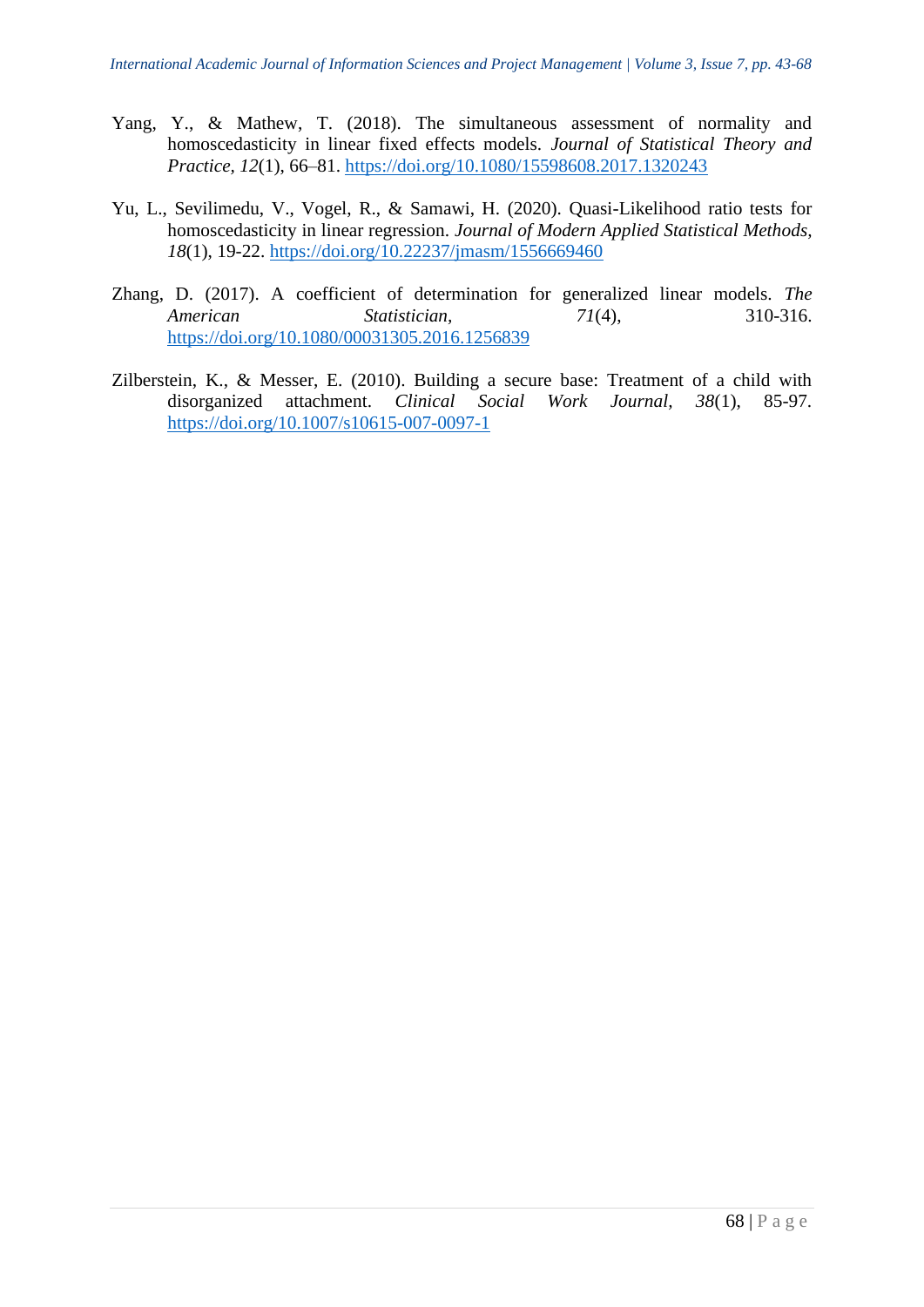Yang, Y., & Mathew, T. (2018). The simultaneous assessment of normality and homoscedasticity in linear fixed effects models. *Journal of Statistical Theory and Practice*, *12*(1), 66–81. https://doi.org/10.1080/15598608.2017.1320243

Yu, L., Sevilimedu, V., Vogel, R., & Samawi, H. (2020). Quasi-Likelihood ratio tests for homoscedasticity in linear regression. *Journal of Modern Applied Statistical Methods*, *18*(1), 19-22. https://doi.org/10.22237/jmasm/1556669460

Zhang, D. (2017). A coefficient of determination for generalized linear models. *The American Statistician*, *71*(4), 310-316. https://doi.org/10.1080/00031305.2016.1256839

Zilberstein, K., & Messer, E. (2010). Building a secure base: Treatment of a child with disorganized attachment. *Clinical Social Work Journal*, *38*(1), 85-97. https://doi.org/10.1007/s10615-007-0097-1